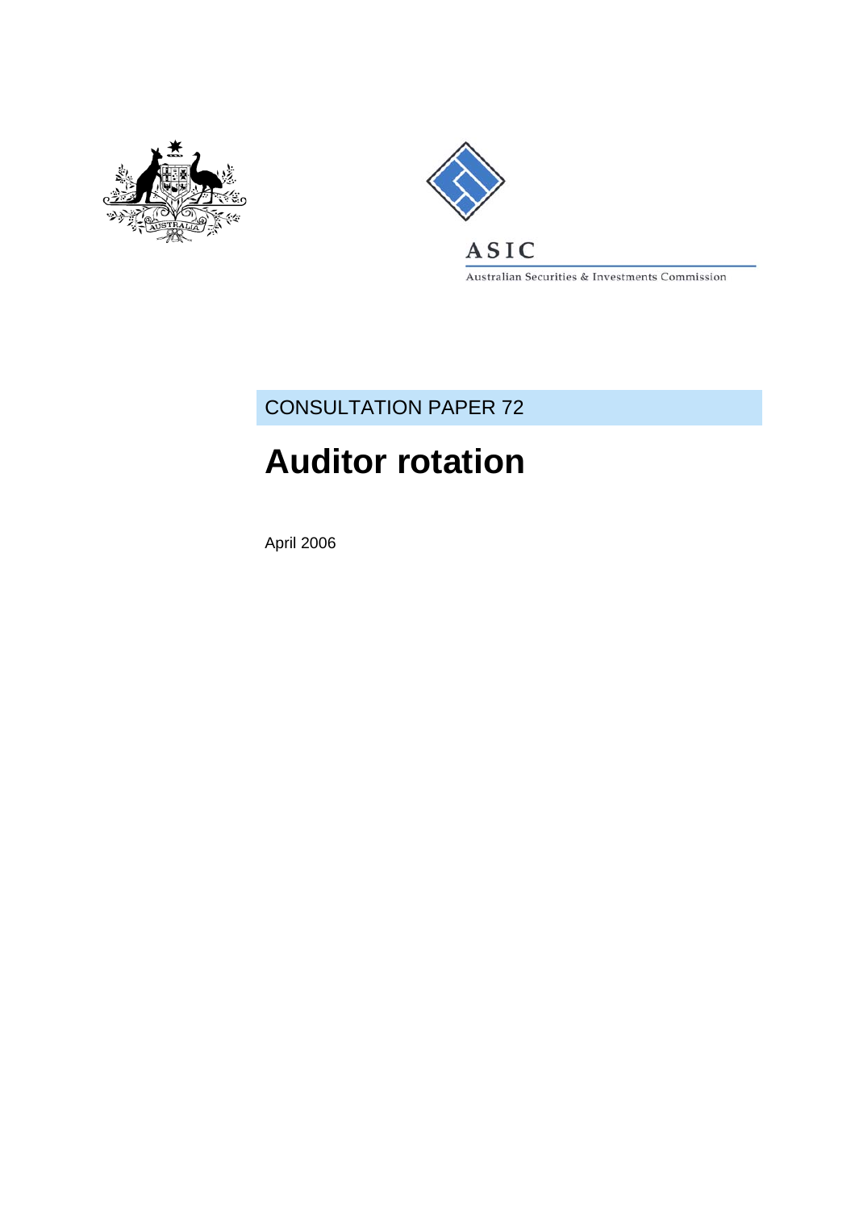ASIC

Australian Securities & Investments Commission

CONSULTATION PAPER 72

# Auditor rotation

April 2006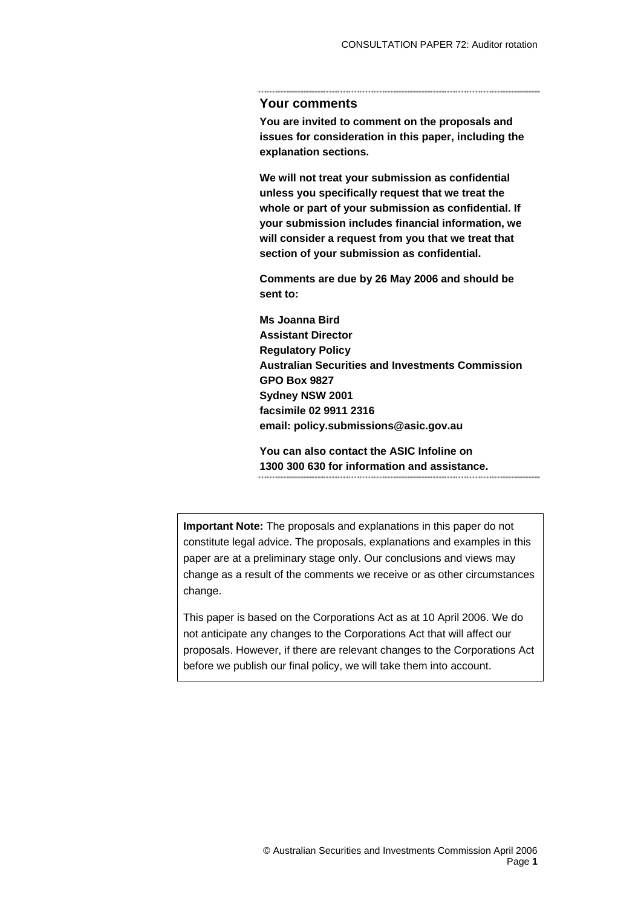## Your comments

**You are invited to comment on the proposals and issues for consideration in this paper, including the explanation sections.**

**We will not treat your submission as confidential unless you specifically request that we treat the whole or part of your submission as confidential. If your submission includes financial information, we will consider a request from you that we treat that section of your submission as confidential.**

**Comments are due by 26 May 2006 and should be sent to:**

**Ms Joanna Bird**
**Assistant Director**
**Regulatory Policy**
**Australian Securities and Investments Commission**
**GPO Box 9827**
**Sydney NSW 2001**
**facsimile 02 9911 2316**
**email: policy.submissions@asic.gov.au**

**You can also contact the ASIC Infoline on 1300 300 630 for information and assistance.**

**Important Note:** The proposals and explanations in this paper do not constitute legal advice. The proposals, explanations and examples in this paper are at a preliminary stage only. Our conclusions and views may change as a result of the comments we receive or as other circumstances change.

This paper is based on the Corporations Act as at 10 April 2006. We do not anticipate any changes to the Corporations Act that will affect our proposals. However, if there are relevant changes to the Corporations Act before we publish our final policy, we will take them into account.

© Australian Securities and Investments Commission April 2006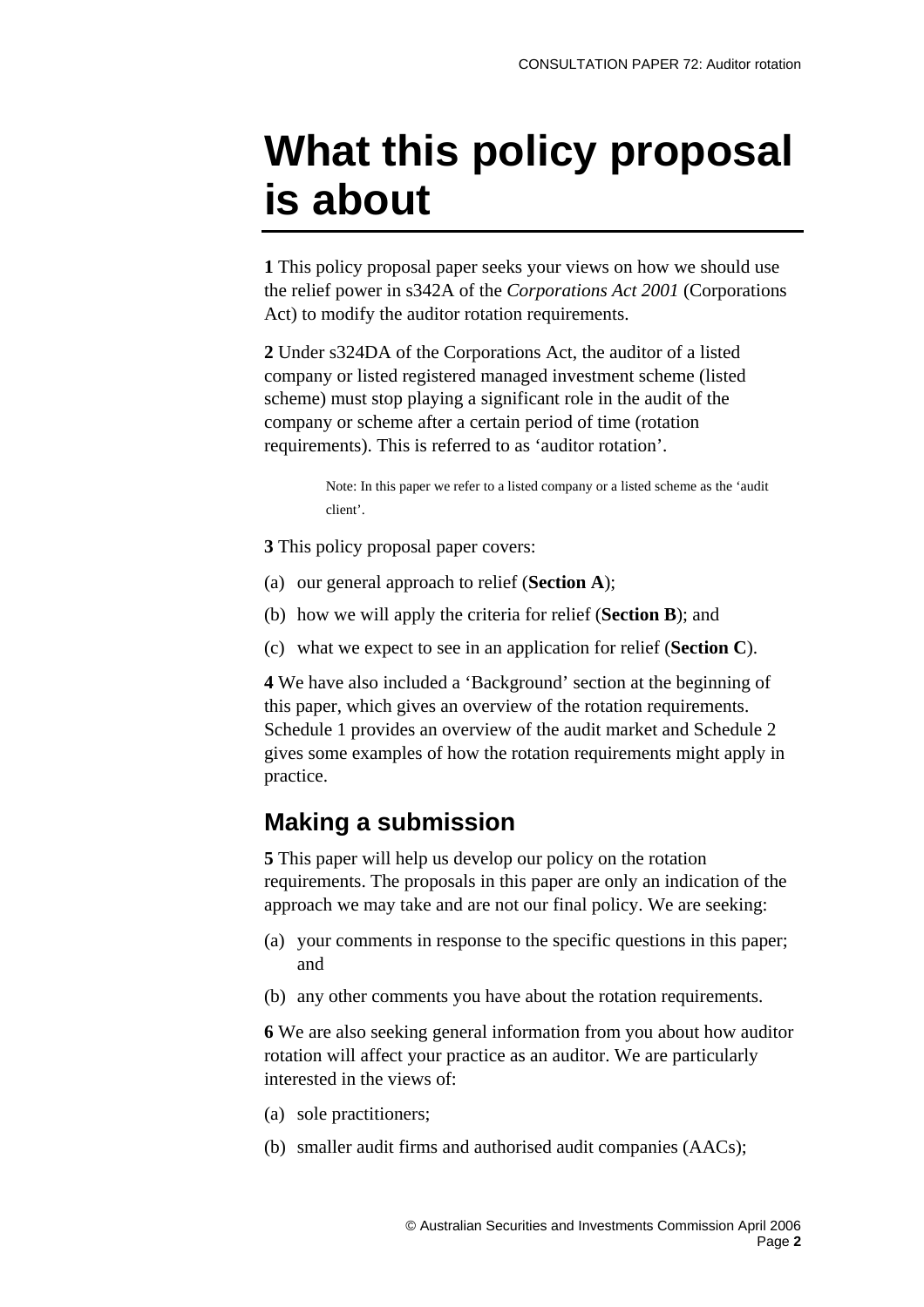# What this policy proposal is about

**1** This policy proposal paper seeks your views on how we should use the relief power in s342A of the *Corporations Act 2001* (Corporations Act) to modify the auditor rotation requirements.

**2** Under s324DA of the Corporations Act, the auditor of a listed company or listed registered managed investment scheme (listed scheme) must stop playing a significant role in the audit of the company or scheme after a certain period of time (rotation requirements). This is referred to as 'auditor rotation'.

> Note: In this paper we refer to a listed company or a listed scheme as the 'audit client'.

**3** This policy proposal paper covers:

(a) our general approach to relief (**Section A**);

(b) how we will apply the criteria for relief (**Section B**); and

(c) what we expect to see in an application for relief (**Section C**).

**4** We have also included a 'Background' section at the beginning of this paper, which gives an overview of the rotation requirements. Schedule 1 provides an overview of the audit market and Schedule 2 gives some examples of how the rotation requirements might apply in practice.

## Making a submission

**5** This paper will help us develop our policy on the rotation requirements. The proposals in this paper are only an indication of the approach we may take and are not our final policy. We are seeking:

(a) your comments in response to the specific questions in this paper; and

(b) any other comments you have about the rotation requirements.

**6** We are also seeking general information from you about how auditor rotation will affect your practice as an auditor. We are particularly interested in the views of:

(a) sole practitioners;

(b) smaller audit firms and authorised audit companies (AACs);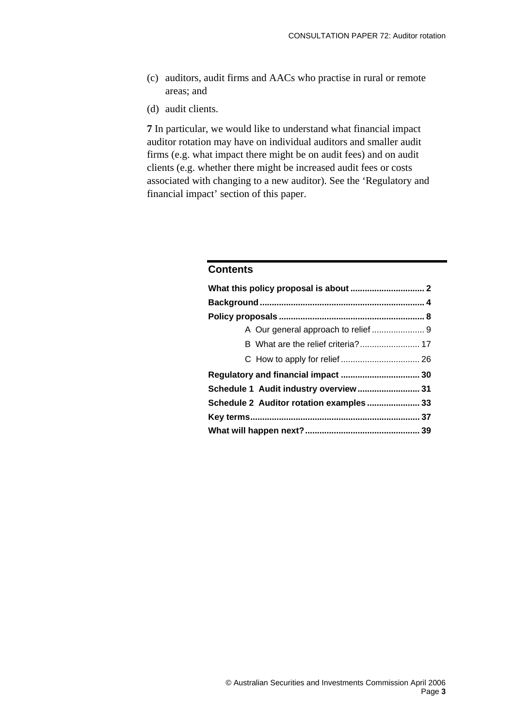(c) auditors, audit firms and AACs who practise in rural or remote areas; and

(d) audit clients.

**7** In particular, we would like to understand what financial impact auditor rotation may have on individual auditors and smaller audit firms (e.g. what impact there might be on audit fees) and on audit clients (e.g. whether there might be increased audit fees or costs associated with changing to a new auditor). See the 'Regulatory and financial impact' section of this paper.

## Contents

**What this policy proposal is about** ............................... **2**

**Background** .................................................................... **4**

**Policy proposals** ............................................................ **8**

- A Our general approach to relief ...................... 9
- B What are the relief criteria? ......................... 17
- C How to apply for relief ................................. 26

**Regulatory and financial impact** ................................. **30**

**Schedule 1 Audit industry overview** .......................... **31**

**Schedule 2 Auditor rotation examples** ...................... **33**

**Key terms** ...................................................................... **37**

**What will happen next?** ............................................... **39**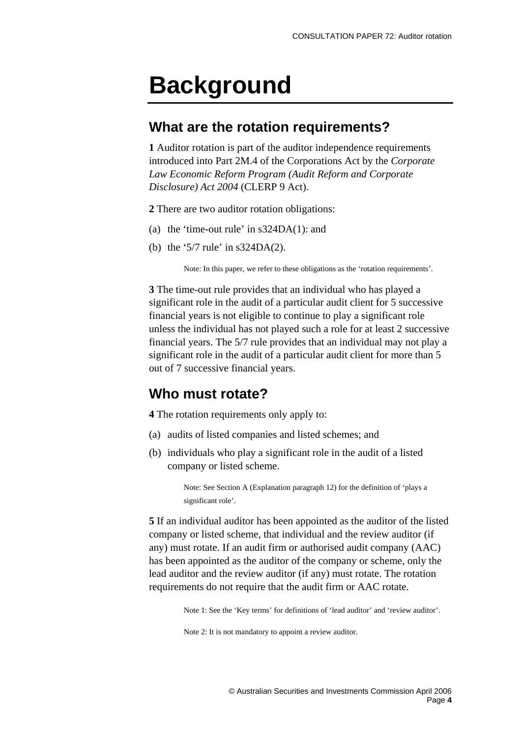# Background

## What are the rotation requirements?

**1** Auditor rotation is part of the auditor independence requirements introduced into Part 2M.4 of the Corporations Act by the *Corporate Law Economic Reform Program (Audit Reform and Corporate Disclosure) Act 2004* (CLERP 9 Act).

**2** There are two auditor rotation obligations:

(a) the 'time-out rule' in s324DA(1): and

(b) the '5/7 rule' in s324DA(2).

> Note: In this paper, we refer to these obligations as the 'rotation requirements'.

**3** The time-out rule provides that an individual who has played a significant role in the audit of a particular audit client for 5 successive financial years is not eligible to continue to play a significant role unless the individual has not played such a role for at least 2 successive financial years. The 5/7 rule provides that an individual may not play a significant role in the audit of a particular audit client for more than 5 out of 7 successive financial years.

## Who must rotate?

**4** The rotation requirements only apply to:

(a) audits of listed companies and listed schemes; and

(b) individuals who play a significant role in the audit of a listed company or listed scheme.

> Note: See Section A (Explanation paragraph 12) for the definition of 'plays a significant role'.

**5** If an individual auditor has been appointed as the auditor of the listed company or listed scheme, that individual and the review auditor (if any) must rotate. If an audit firm or authorised audit company (AAC) has been appointed as the auditor of the company or scheme, only the lead auditor and the review auditor (if any) must rotate. The rotation requirements do not require that the audit firm or AAC rotate.

> Note 1: See the 'Key terms' for definitions of 'lead auditor' and 'review auditor'.
>
> Note 2: It is not mandatory to appoint a review auditor.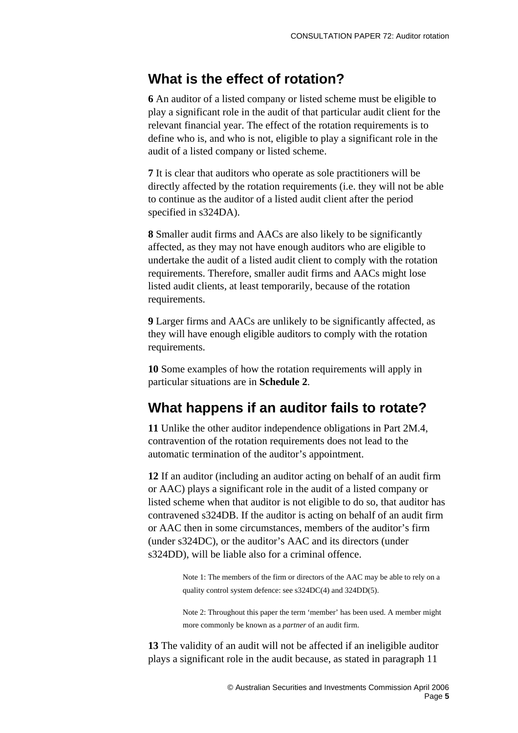## What is the effect of rotation?

**6** An auditor of a listed company or listed scheme must be eligible to play a significant role in the audit of that particular audit client for the relevant financial year. The effect of the rotation requirements is to define who is, and who is not, eligible to play a significant role in the audit of a listed company or listed scheme.

**7** It is clear that auditors who operate as sole practitioners will be directly affected by the rotation requirements (i.e. they will not be able to continue as the auditor of a listed audit client after the period specified in s324DA).

**8** Smaller audit firms and AACs are also likely to be significantly affected, as they may not have enough auditors who are eligible to undertake the audit of a listed audit client to comply with the rotation requirements. Therefore, smaller audit firms and AACs might lose listed audit clients, at least temporarily, because of the rotation requirements.

**9** Larger firms and AACs are unlikely to be significantly affected, as they will have enough eligible auditors to comply with the rotation requirements.

**10** Some examples of how the rotation requirements will apply in particular situations are in **Schedule 2**.

## What happens if an auditor fails to rotate?

**11** Unlike the other auditor independence obligations in Part 2M.4, contravention of the rotation requirements does not lead to the automatic termination of the auditor's appointment.

**12** If an auditor (including an auditor acting on behalf of an audit firm or AAC) plays a significant role in the audit of a listed company or listed scheme when that auditor is not eligible to do so, that auditor has contravened s324DB. If the auditor is acting on behalf of an audit firm or AAC then in some circumstances, members of the auditor's firm (under s324DC), or the auditor's AAC and its directors (under s324DD), will be liable also for a criminal offence.

> Note 1: The members of the firm or directors of the AAC may be able to rely on a quality control system defence: see s324DC(4) and 324DD(5).
>
> Note 2: Throughout this paper the term 'member' has been used. A member might more commonly be known as a *partner* of an audit firm.

**13** The validity of an audit will not be affected if an ineligible auditor plays a significant role in the audit because, as stated in paragraph 11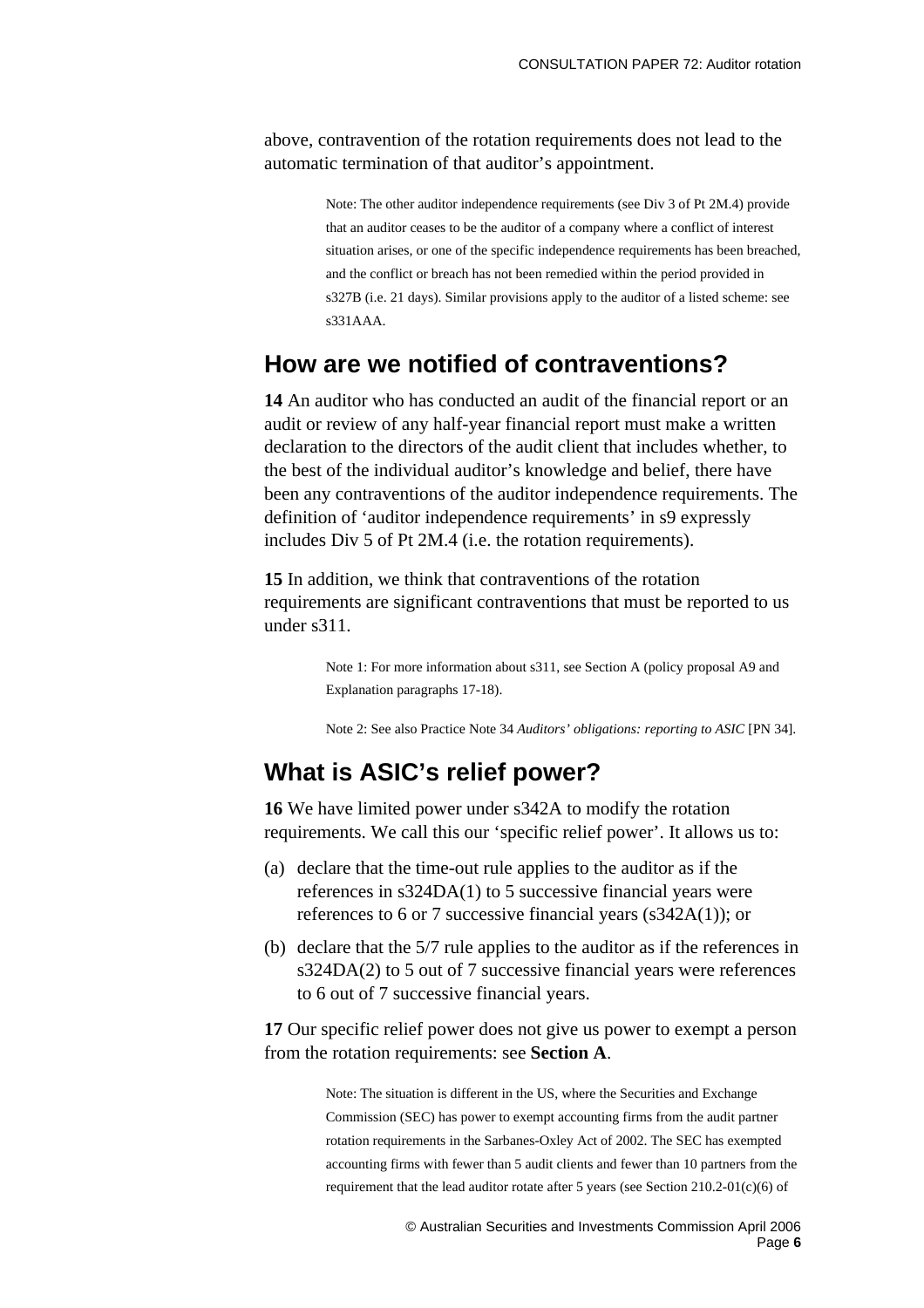above, contravention of the rotation requirements does not lead to the automatic termination of that auditor's appointment.

> Note: The other auditor independence requirements (see Div 3 of Pt 2M.4) provide that an auditor ceases to be the auditor of a company where a conflict of interest situation arises, or one of the specific independence requirements has been breached, and the conflict or breach has not been remedied within the period provided in s327B (i.e. 21 days). Similar provisions apply to the auditor of a listed scheme: see s331AAA.

## How are we notified of contraventions?

**14** An auditor who has conducted an audit of the financial report or an audit or review of any half-year financial report must make a written declaration to the directors of the audit client that includes whether, to the best of the individual auditor's knowledge and belief, there have been any contraventions of the auditor independence requirements. The definition of 'auditor independence requirements' in s9 expressly includes Div 5 of Pt 2M.4 (i.e. the rotation requirements).

**15** In addition, we think that contraventions of the rotation requirements are significant contraventions that must be reported to us under s311.

> Note 1: For more information about s311, see Section A (policy proposal A9 and Explanation paragraphs 17-18).
>
> Note 2: See also Practice Note 34 *Auditors' obligations: reporting to ASIC* [PN 34].

## What is ASIC's relief power?

**16** We have limited power under s342A to modify the rotation requirements. We call this our 'specific relief power'. It allows us to:

(a) declare that the time-out rule applies to the auditor as if the references in s324DA(1) to 5 successive financial years were references to 6 or 7 successive financial years (s342A(1)); or

(b) declare that the 5/7 rule applies to the auditor as if the references in s324DA(2) to 5 out of 7 successive financial years were references to 6 out of 7 successive financial years.

**17** Our specific relief power does not give us power to exempt a person from the rotation requirements: see **Section A**.

> Note: The situation is different in the US, where the Securities and Exchange Commission (SEC) has power to exempt accounting firms from the audit partner rotation requirements in the Sarbanes-Oxley Act of 2002. The SEC has exempted accounting firms with fewer than 5 audit clients and fewer than 10 partners from the requirement that the lead auditor rotate after 5 years (see Section 210.2-01(c)(6) of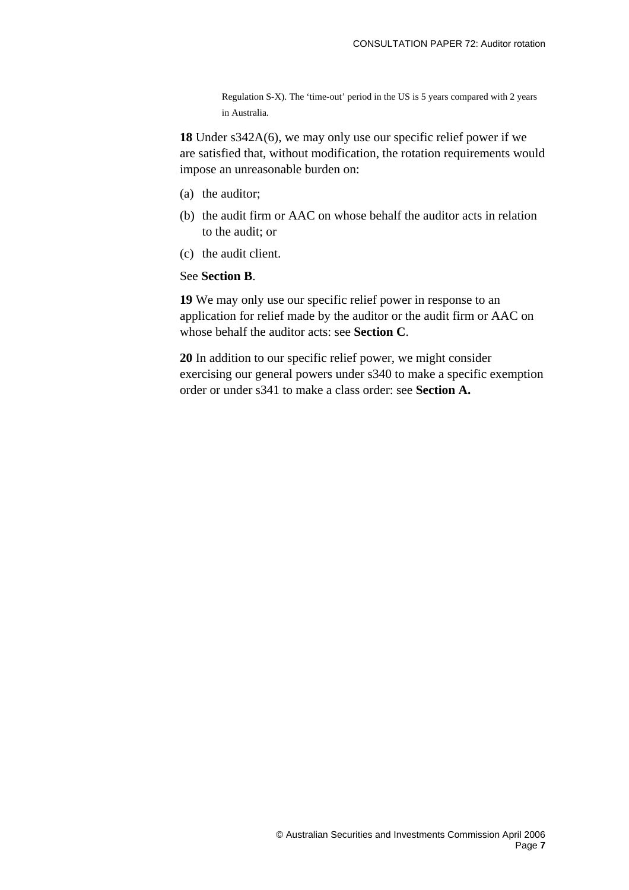Regulation S-X). The 'time-out' period in the US is 5 years compared with 2 years in Australia.

**18** Under s342A(6), we may only use our specific relief power if we are satisfied that, without modification, the rotation requirements would impose an unreasonable burden on:

(a) the auditor;

(b) the audit firm or AAC on whose behalf the auditor acts in relation to the audit; or

(c) the audit client.

See **Section B**.

**19** We may only use our specific relief power in response to an application for relief made by the auditor or the audit firm or AAC on whose behalf the auditor acts: see **Section C**.

**20** In addition to our specific relief power, we might consider exercising our general powers under s340 to make a specific exemption order or under s341 to make a class order: see **Section A.**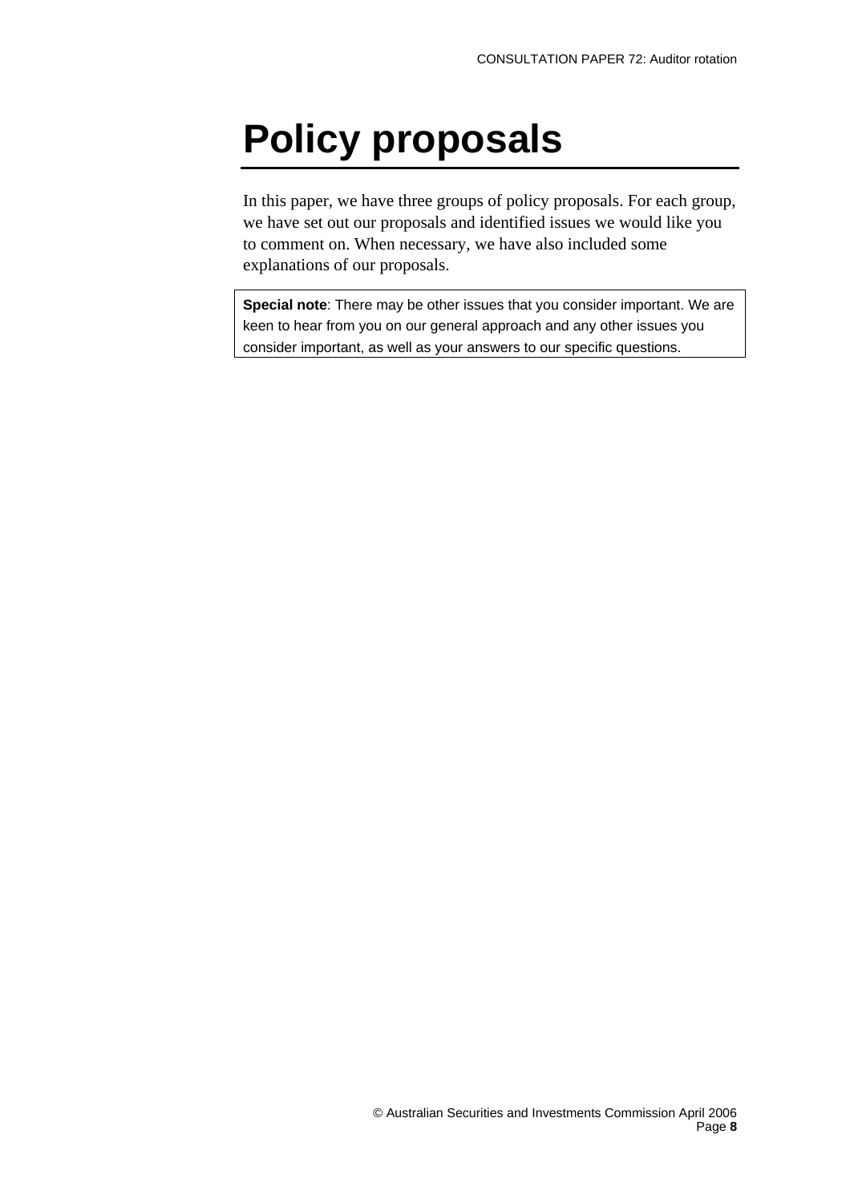# Policy proposals

In this paper, we have three groups of policy proposals. For each group, we have set out our proposals and identified issues we would like you to comment on. When necessary, we have also included some explanations of our proposals.

> **Special note**: There may be other issues that you consider important. We are keen to hear from you on our general approach and any other issues you consider important, as well as your answers to our specific questions.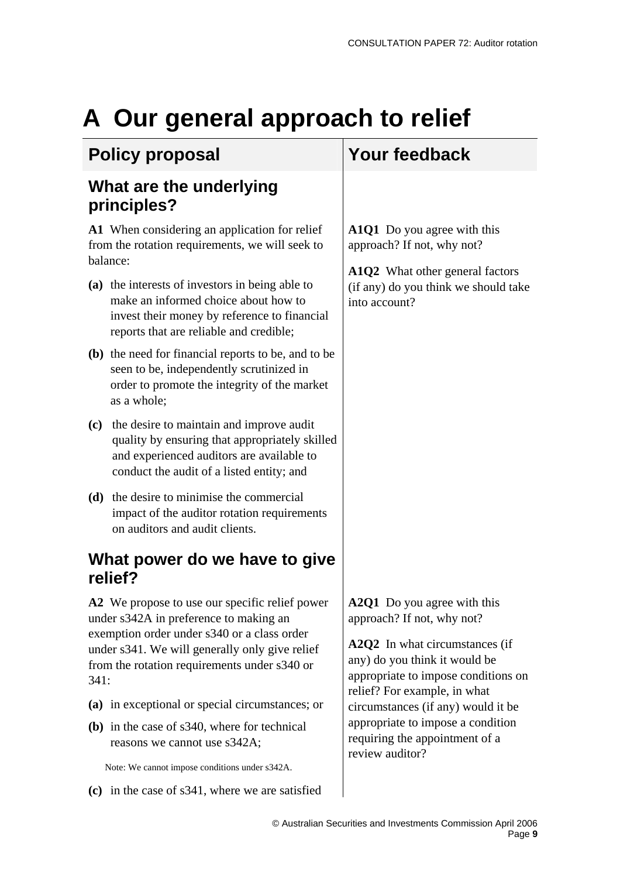# A Our general approach to relief

| Policy proposal | Your feedback |
|---|---|
| **What are the underlying principles?** | |
| **A1** When considering an application for relief from the rotation requirements, we will seek to balance:<br><br>**(a)** the interests of investors in being able to make an informed choice about how to invest their money by reference to financial reports that are reliable and credible;<br><br>**(b)** the need for financial reports to be, and to be seen to be, independently scrutinized in order to promote the integrity of the market as a whole;<br><br>**(c)** the desire to maintain and improve audit quality by ensuring that appropriately skilled and experienced auditors are available to conduct the audit of a listed entity; and<br><br>**(d)** the desire to minimise the commercial impact of the auditor rotation requirements on auditors and audit clients. | **A1Q1** Do you agree with this approach? If not, why not?<br><br>**A1Q2** What other general factors (if any) do you think we should take into account? |
| **What power do we have to give relief?** | |
| **A2** We propose to use our specific relief power under s342A in preference to making an exemption order under s340 or a class order under s341. We will generally only give relief from the rotation requirements under s340 or 341:<br><br>**(a)** in exceptional or special circumstances; or<br><br>**(b)** in the case of s340, where for technical reasons we cannot use s342A;<br><br>Note: We cannot impose conditions under s342A.<br><br>**(c)** in the case of s341, where we are satisfied | **A2Q1** Do you agree with this approach? If not, why not?<br><br>**A2Q2** In what circumstances (if any) do you think it would be appropriate to impose conditions on relief? For example, in what circumstances (if any) would it be appropriate to impose a condition requiring the appointment of a review auditor? |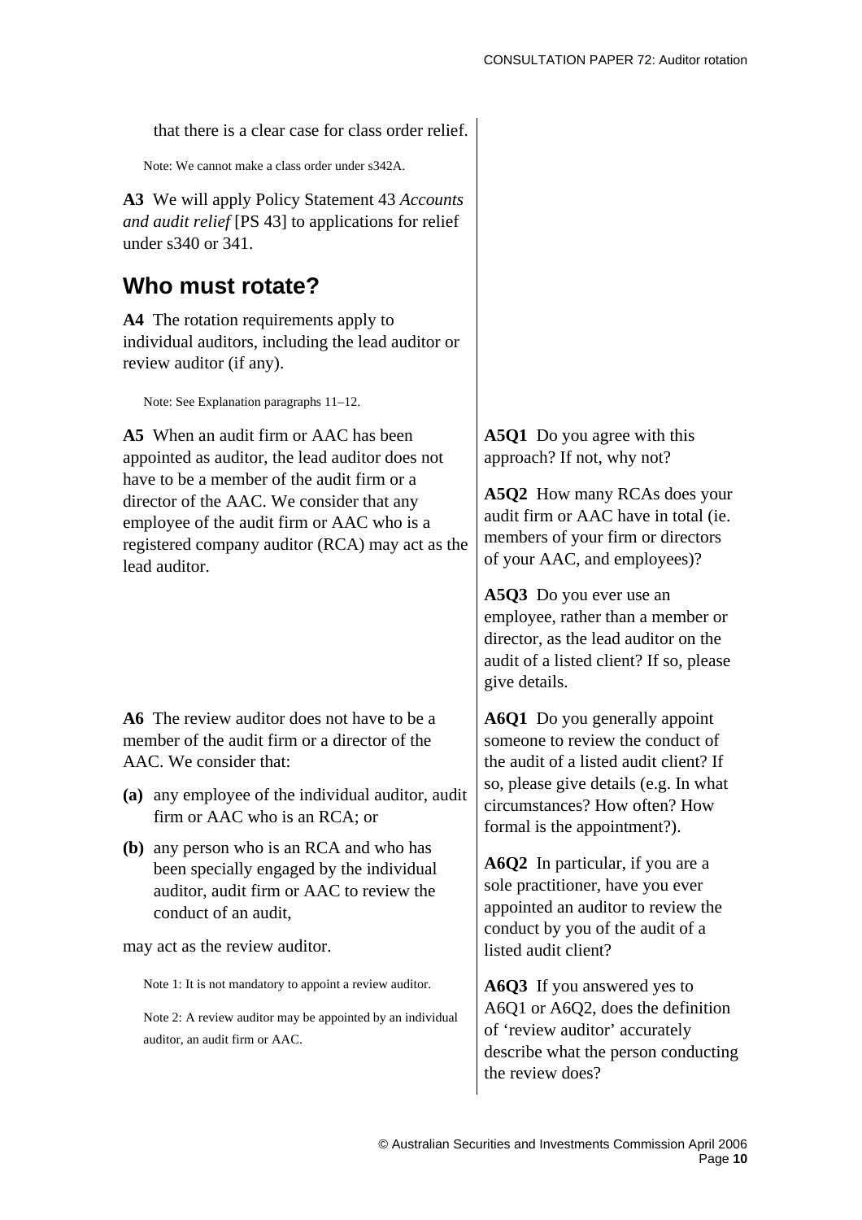that there is a clear case for class order relief.

Note: We cannot make a class order under s342A.

**A3** We will apply Policy Statement 43 *Accounts and audit relief* [PS 43] to applications for relief under s340 or 341.

## Who must rotate?

**A4** The rotation requirements apply to individual auditors, including the lead auditor or review auditor (if any).

Note: See Explanation paragraphs 11–12.

**A5** When an audit firm or AAC has been appointed as auditor, the lead auditor does not have to be a member of the audit firm or a director of the AAC. We consider that any employee of the audit firm or AAC who is a registered company auditor (RCA) may act as the lead auditor.

**A5Q1** Do you agree with this approach? If not, why not?

**A5Q2** How many RCAs does your audit firm or AAC have in total (ie. members of your firm or directors of your AAC, and employees)?

**A5Q3** Do you ever use an employee, rather than a member or director, as the lead auditor on the audit of a listed client? If so, please give details.

**A6** The review auditor does not have to be a member of the audit firm or a director of the AAC. We consider that:

**(a)** any employee of the individual auditor, audit firm or AAC who is an RCA; or

**(b)** any person who is an RCA and who has been specially engaged by the individual auditor, audit firm or AAC to review the conduct of an audit,

may act as the review auditor.

Note 1: It is not mandatory to appoint a review auditor.

Note 2: A review auditor may be appointed by an individual auditor, an audit firm or AAC.

**A6Q1** Do you generally appoint someone to review the conduct of the audit of a listed audit client? If so, please give details (e.g. In what circumstances? How often? How formal is the appointment?).

**A6Q2** In particular, if you are a sole practitioner, have you ever appointed an auditor to review the conduct by you of the audit of a listed audit client?

**A6Q3** If you answered yes to A6Q1 or A6Q2, does the definition of 'review auditor' accurately describe what the person conducting the review does?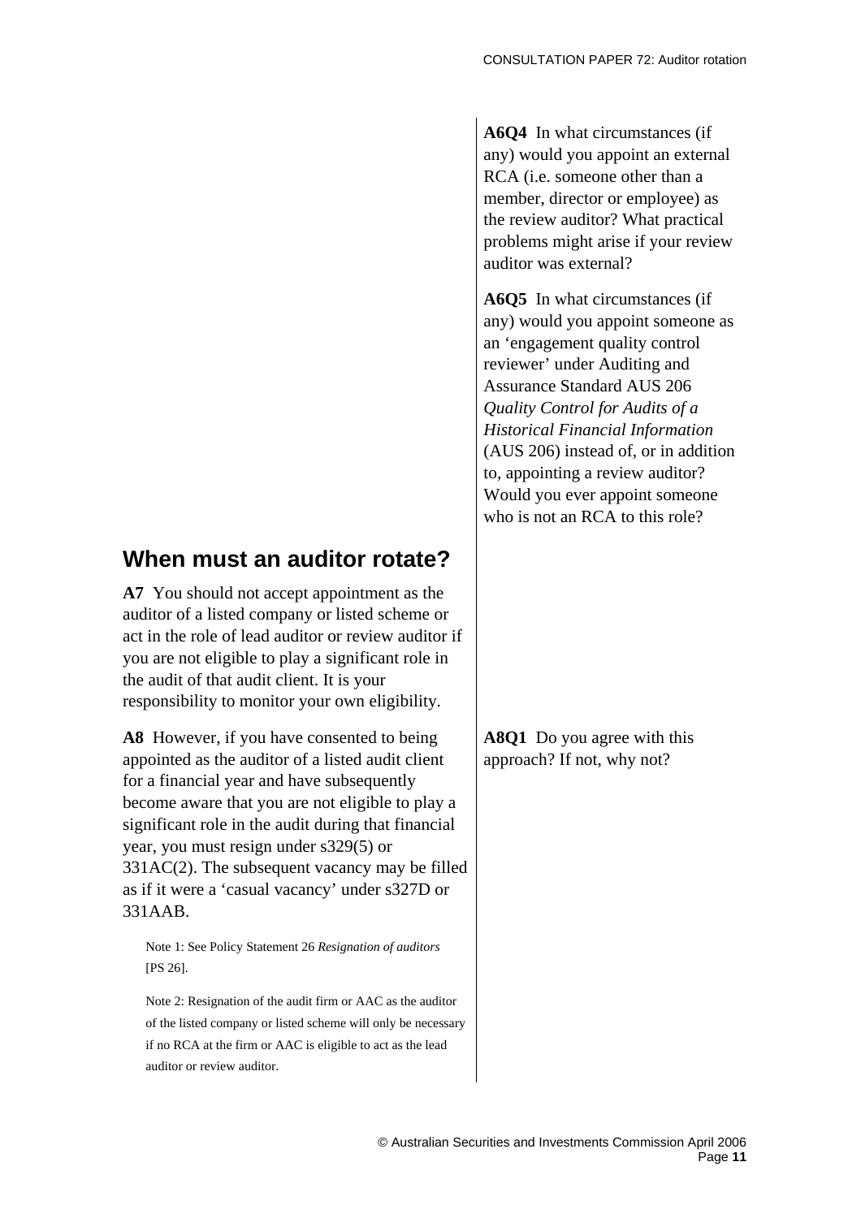**A6Q4** In what circumstances (if any) would you appoint an external RCA (i.e. someone other than a member, director or employee) as the review auditor? What practical problems might arise if your review auditor was external?

**A6Q5** In what circumstances (if any) would you appoint someone as an 'engagement quality control reviewer' under Auditing and Assurance Standard AUS 206 *Quality Control for Audits of a Historical Financial Information* (AUS 206) instead of, or in addition to, appointing a review auditor? Would you ever appoint someone who is not an RCA to this role?

## When must an auditor rotate?

**A7** You should not accept appointment as the auditor of a listed company or listed scheme or act in the role of lead auditor or review auditor if you are not eligible to play a significant role in the audit of that audit client. It is your responsibility to monitor your own eligibility.

**A8** However, if you have consented to being appointed as the auditor of a listed audit client for a financial year and have subsequently become aware that you are not eligible to play a significant role in the audit during that financial year, you must resign under s329(5) or 331AC(2). The subsequent vacancy may be filled as if it were a 'casual vacancy' under s327D or 331AAB.

Note 1: See Policy Statement 26 *Resignation of auditors* [PS 26].

Note 2: Resignation of the audit firm or AAC as the auditor of the listed company or listed scheme will only be necessary if no RCA at the firm or AAC is eligible to act as the lead auditor or review auditor.

**A8Q1** Do you agree with this approach? If not, why not?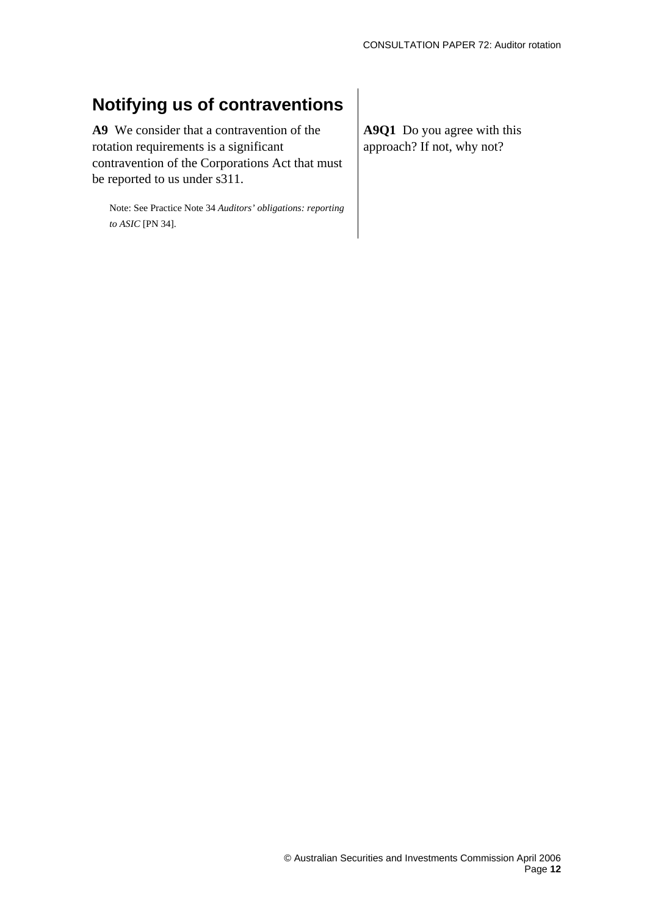## Notifying us of contraventions

**A9** We consider that a contravention of the rotation requirements is a significant contravention of the Corporations Act that must be reported to us under s311.

Note: See Practice Note 34 *Auditors' obligations: reporting to ASIC* [PN 34].

**A9Q1** Do you agree with this approach? If not, why not?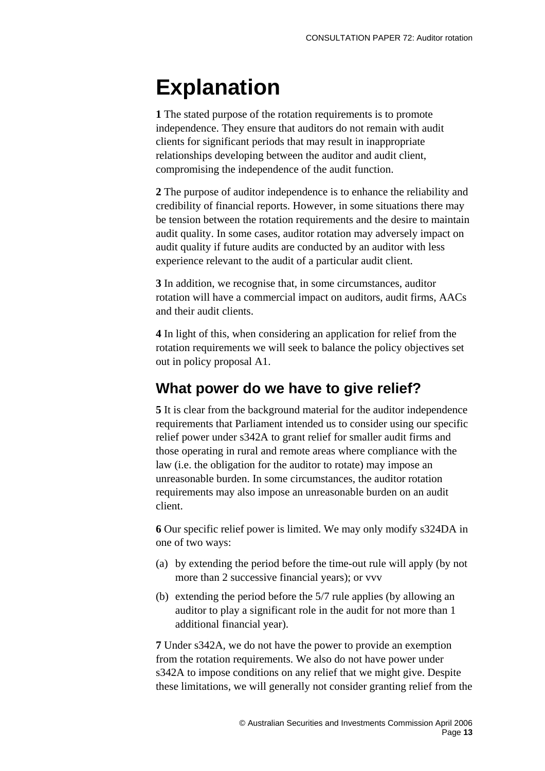# Explanation

**1** The stated purpose of the rotation requirements is to promote independence. They ensure that auditors do not remain with audit clients for significant periods that may result in inappropriate relationships developing between the auditor and audit client, compromising the independence of the audit function.

**2** The purpose of auditor independence is to enhance the reliability and credibility of financial reports. However, in some situations there may be tension between the rotation requirements and the desire to maintain audit quality. In some cases, auditor rotation may adversely impact on audit quality if future audits are conducted by an auditor with less experience relevant to the audit of a particular audit client.

**3** In addition, we recognise that, in some circumstances, auditor rotation will have a commercial impact on auditors, audit firms, AACs and their audit clients.

**4** In light of this, when considering an application for relief from the rotation requirements we will seek to balance the policy objectives set out in policy proposal A1.

## What power do we have to give relief?

**5** It is clear from the background material for the auditor independence requirements that Parliament intended us to consider using our specific relief power under s342A to grant relief for smaller audit firms and those operating in rural and remote areas where compliance with the law (i.e. the obligation for the auditor to rotate) may impose an unreasonable burden. In some circumstances, the auditor rotation requirements may also impose an unreasonable burden on an audit client.

**6** Our specific relief power is limited. We may only modify s324DA in one of two ways:

(a) by extending the period before the time-out rule will apply (by not more than 2 successive financial years); or vvv

(b) extending the period before the 5/7 rule applies (by allowing an auditor to play a significant role in the audit for not more than 1 additional financial year).

**7** Under s342A, we do not have the power to provide an exemption from the rotation requirements. We also do not have power under s342A to impose conditions on any relief that we might give. Despite these limitations, we will generally not consider granting relief from the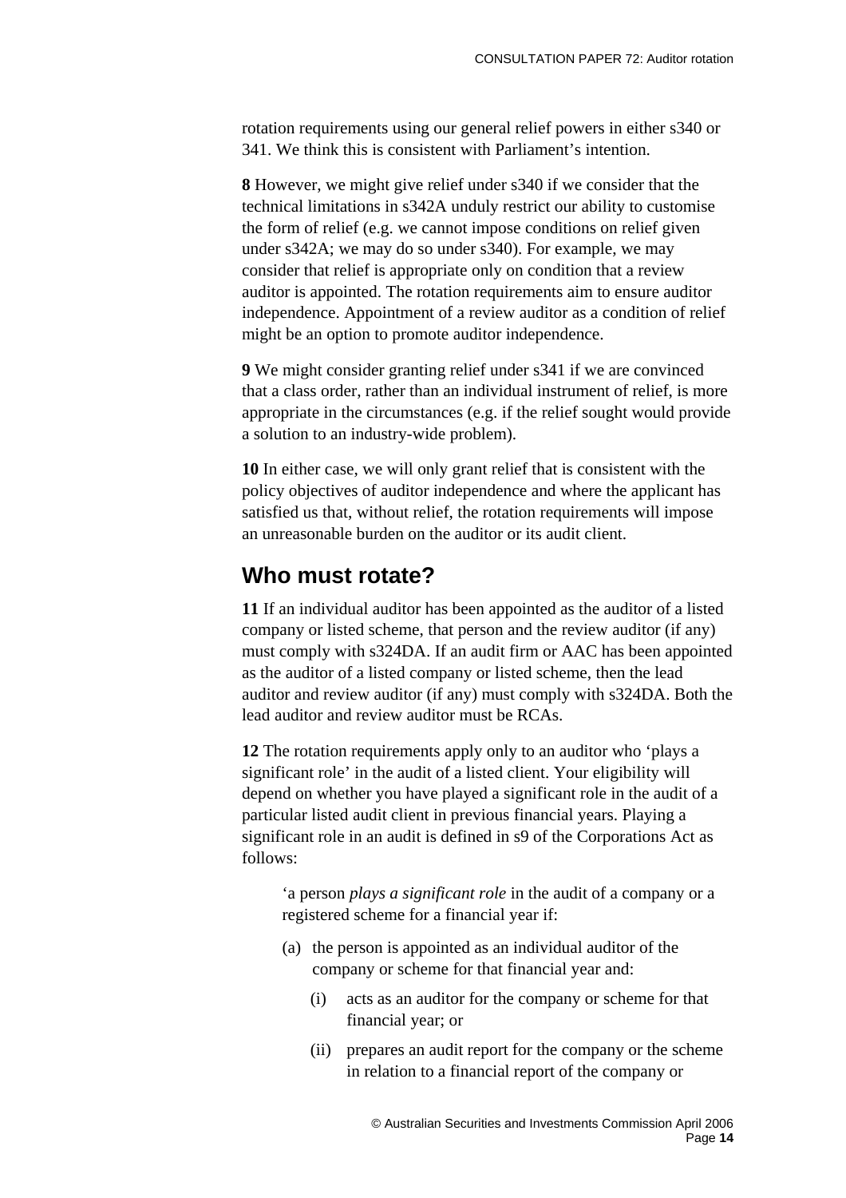rotation requirements using our general relief powers in either s340 or 341. We think this is consistent with Parliament's intention.

**8** However, we might give relief under s340 if we consider that the technical limitations in s342A unduly restrict our ability to customise the form of relief (e.g. we cannot impose conditions on relief given under s342A; we may do so under s340). For example, we may consider that relief is appropriate only on condition that a review auditor is appointed. The rotation requirements aim to ensure auditor independence. Appointment of a review auditor as a condition of relief might be an option to promote auditor independence.

**9** We might consider granting relief under s341 if we are convinced that a class order, rather than an individual instrument of relief, is more appropriate in the circumstances (e.g. if the relief sought would provide a solution to an industry-wide problem).

**10** In either case, we will only grant relief that is consistent with the policy objectives of auditor independence and where the applicant has satisfied us that, without relief, the rotation requirements will impose an unreasonable burden on the auditor or its audit client.

## Who must rotate?

**11** If an individual auditor has been appointed as the auditor of a listed company or listed scheme, that person and the review auditor (if any) must comply with s324DA. If an audit firm or AAC has been appointed as the auditor of a listed company or listed scheme, then the lead auditor and review auditor (if any) must comply with s324DA. Both the lead auditor and review auditor must be RCAs.

**12** The rotation requirements apply only to an auditor who 'plays a significant role' in the audit of a listed client. Your eligibility will depend on whether you have played a significant role in the audit of a particular listed audit client in previous financial years. Playing a significant role in an audit is defined in s9 of the Corporations Act as follows:

> 'a person *plays a significant role* in the audit of a company or a registered scheme for a financial year if:
>
> (a) the person is appointed as an individual auditor of the company or scheme for that financial year and:
>
> (i) acts as an auditor for the company or scheme for that financial year; or
>
> (ii) prepares an audit report for the company or the scheme in relation to a financial report of the company or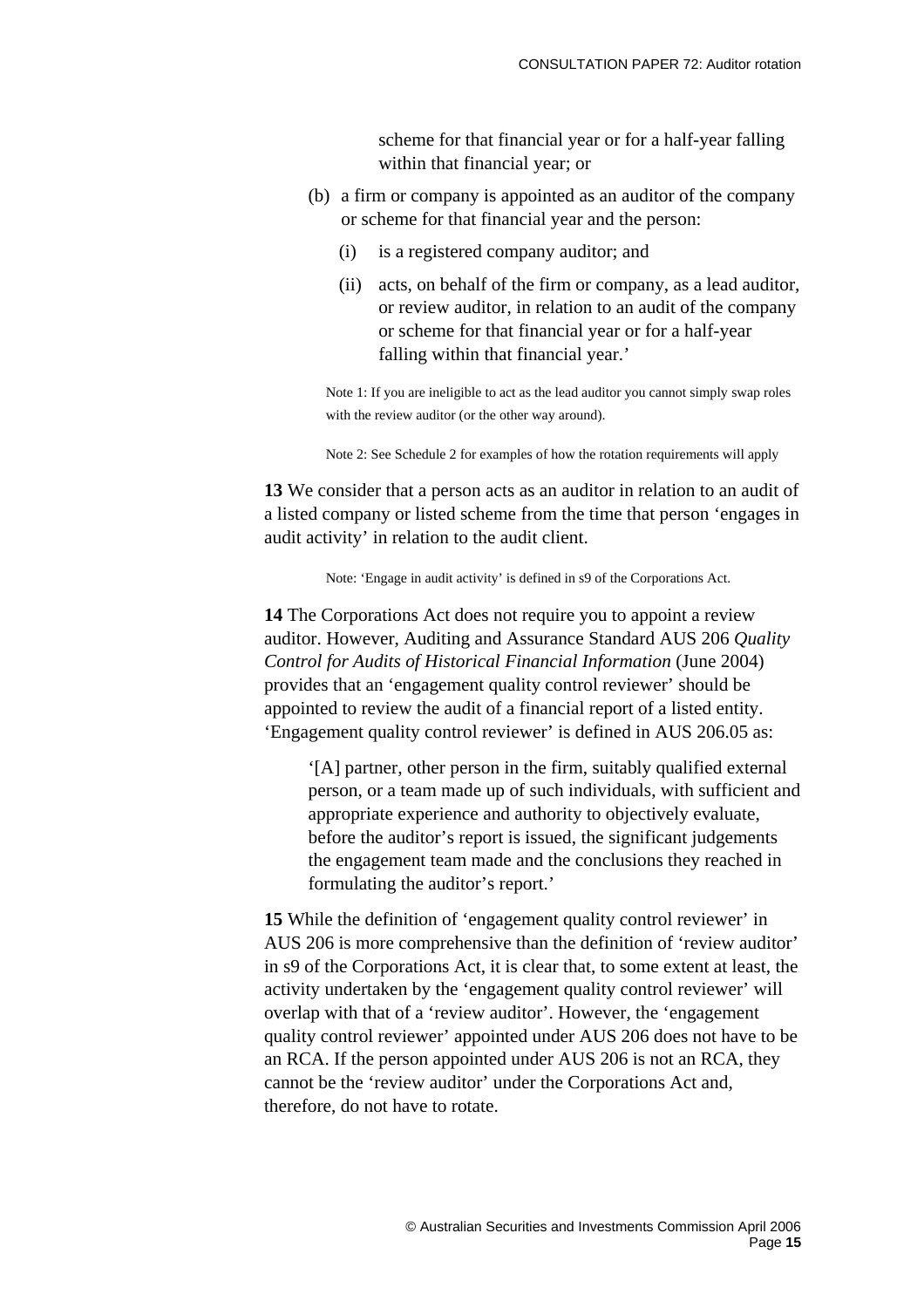scheme for that financial year or for a half-year falling within that financial year; or

(b) a firm or company is appointed as an auditor of the company or scheme for that financial year and the person:

   (i) is a registered company auditor; and

   (ii) acts, on behalf of the firm or company, as a lead auditor, or review auditor, in relation to an audit of the company or scheme for that financial year or for a half-year falling within that financial year.'

Note 1: If you are ineligible to act as the lead auditor you cannot simply swap roles with the review auditor (or the other way around).

Note 2: See Schedule 2 for examples of how the rotation requirements will apply

**13** We consider that a person acts as an auditor in relation to an audit of a listed company or listed scheme from the time that person 'engages in audit activity' in relation to the audit client.

Note: 'Engage in audit activity' is defined in s9 of the Corporations Act.

**14** The Corporations Act does not require you to appoint a review auditor. However, Auditing and Assurance Standard AUS 206 *Quality Control for Audits of Historical Financial Information* (June 2004) provides that an 'engagement quality control reviewer' should be appointed to review the audit of a financial report of a listed entity. 'Engagement quality control reviewer' is defined in AUS 206.05 as:

> '[A] partner, other person in the firm, suitably qualified external person, or a team made up of such individuals, with sufficient and appropriate experience and authority to objectively evaluate, before the auditor's report is issued, the significant judgements the engagement team made and the conclusions they reached in formulating the auditor's report.'

**15** While the definition of 'engagement quality control reviewer' in AUS 206 is more comprehensive than the definition of 'review auditor' in s9 of the Corporations Act, it is clear that, to some extent at least, the activity undertaken by the 'engagement quality control reviewer' will overlap with that of a 'review auditor'. However, the 'engagement quality control reviewer' appointed under AUS 206 does not have to be an RCA. If the person appointed under AUS 206 is not an RCA, they cannot be the 'review auditor' under the Corporations Act and, therefore, do not have to rotate.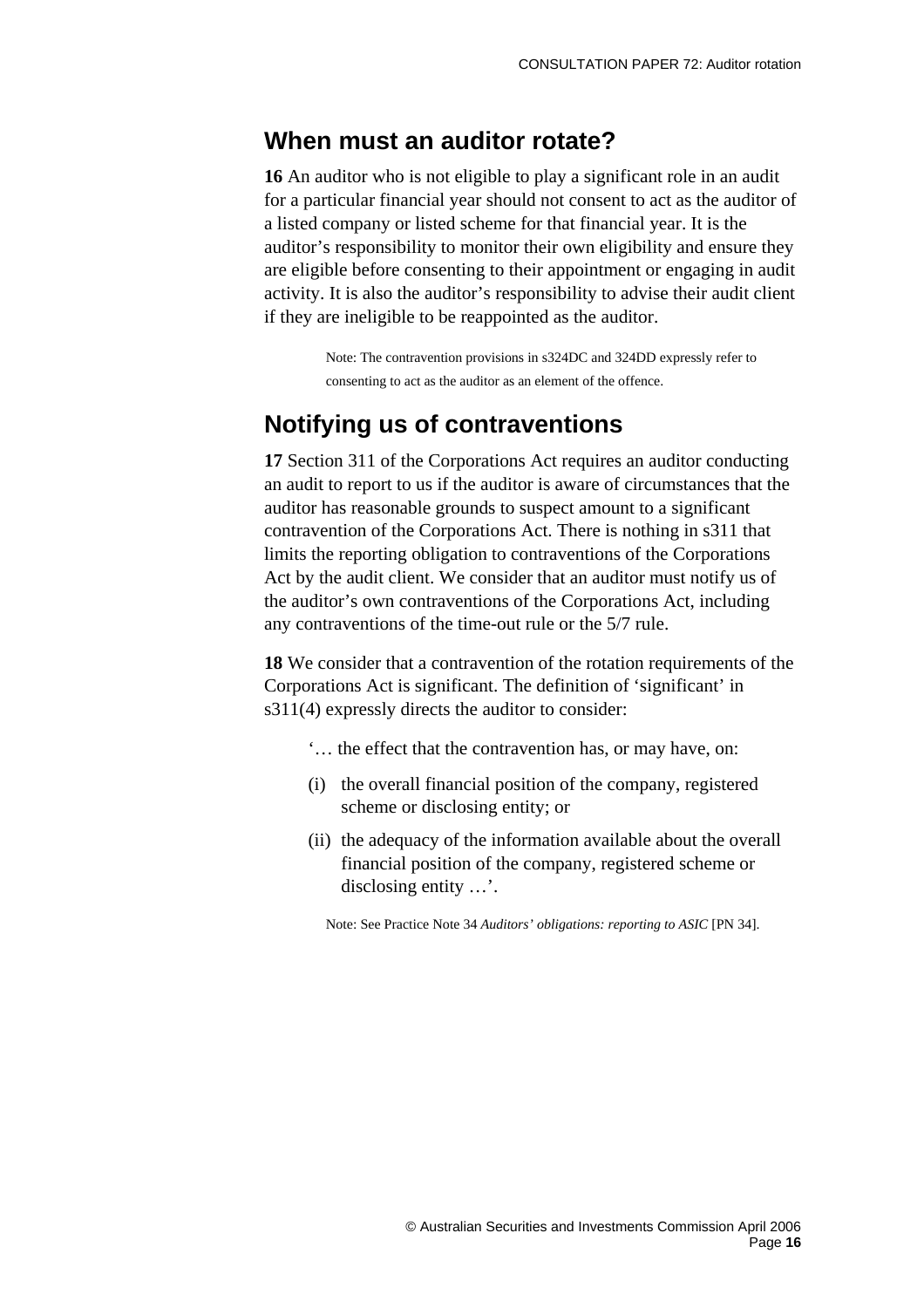## When must an auditor rotate?

**16** An auditor who is not eligible to play a significant role in an audit for a particular financial year should not consent to act as the auditor of a listed company or listed scheme for that financial year. It is the auditor's responsibility to monitor their own eligibility and ensure they are eligible before consenting to their appointment or engaging in audit activity. It is also the auditor's responsibility to advise their audit client if they are ineligible to be reappointed as the auditor.

> Note: The contravention provisions in s324DC and 324DD expressly refer to consenting to act as the auditor as an element of the offence.

## Notifying us of contraventions

**17** Section 311 of the Corporations Act requires an auditor conducting an audit to report to us if the auditor is aware of circumstances that the auditor has reasonable grounds to suspect amount to a significant contravention of the Corporations Act. There is nothing in s311 that limits the reporting obligation to contraventions of the Corporations Act by the audit client. We consider that an auditor must notify us of the auditor's own contraventions of the Corporations Act, including any contraventions of the time-out rule or the 5/7 rule.

**18** We consider that a contravention of the rotation requirements of the Corporations Act is significant. The definition of 'significant' in s311(4) expressly directs the auditor to consider:

> '… the effect that the contravention has, or may have, on:
>
> (i) the overall financial position of the company, registered scheme or disclosing entity; or
>
> (ii) the adequacy of the information available about the overall financial position of the company, registered scheme or disclosing entity …'.

> Note: See Practice Note 34 *Auditors' obligations: reporting to ASIC* [PN 34].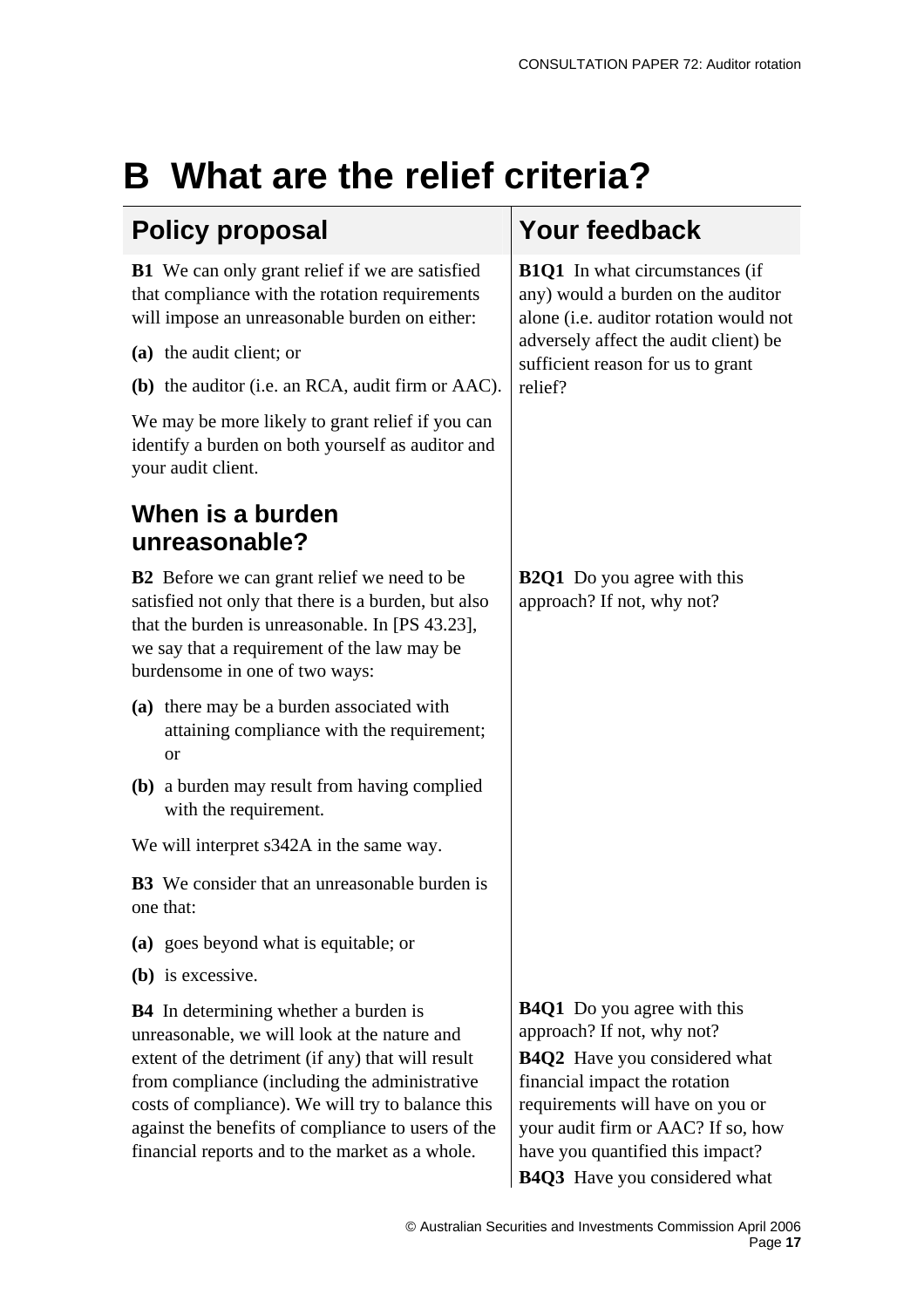# B What are the relief criteria?

| Policy proposal | Your feedback |
|---|---|
| **B1** We can only grant relief if we are satisfied that compliance with the rotation requirements will impose an unreasonable burden on either:<br>**(a)** the audit client; or<br>**(b)** the auditor (i.e. an RCA, audit firm or AAC).<br>We may be more likely to grant relief if you can identify a burden on both yourself as auditor and your audit client. | **B1Q1** In what circumstances (if any) would a burden on the auditor alone (i.e. auditor rotation would not adversely affect the audit client) be sufficient reason for us to grant relief? |
| **When is a burden unreasonable?** | |
| **B2** Before we can grant relief we need to be satisfied not only that there is a burden, but also that the burden is unreasonable. In [PS 43.23], we say that a requirement of the law may be burdensome in one of two ways:<br>**(a)** there may be a burden associated with attaining compliance with the requirement; or<br>**(b)** a burden may result from having complied with the requirement.<br>We will interpret s342A in the same way. | **B2Q1** Do you agree with this approach? If not, why not? |
| **B3** We consider that an unreasonable burden is one that:<br>**(a)** goes beyond what is equitable; or<br>**(b)** is excessive. | |
| **B4** In determining whether a burden is unreasonable, we will look at the nature and extent of the detriment (if any) that will result from compliance (including the administrative costs of compliance). We will try to balance this against the benefits of compliance to users of the financial reports and to the market as a whole. | **B4Q1** Do you agree with this approach? If not, why not?<br>**B4Q2** Have you considered what financial impact the rotation requirements will have on you or your audit firm or AAC? If so, how have you quantified this impact?<br>**B4Q3** Have you considered what |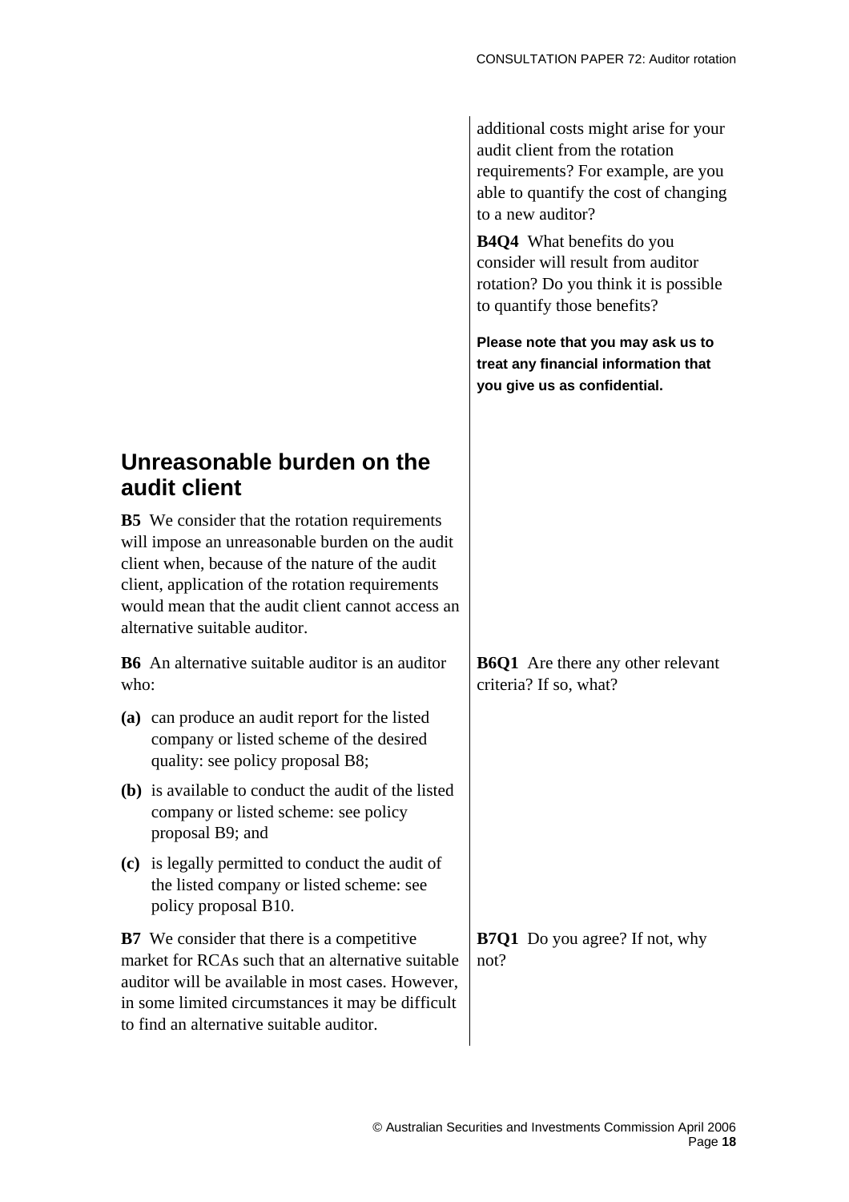additional costs might arise for your audit client from the rotation requirements? For example, are you able to quantify the cost of changing to a new auditor?

**B4Q4** What benefits do you consider will result from auditor rotation? Do you think it is possible to quantify those benefits?

**Please note that you may ask us to treat any financial information that you give us as confidential.**

## Unreasonable burden on the audit client

**B5** We consider that the rotation requirements will impose an unreasonable burden on the audit client when, because of the nature of the audit client, application of the rotation requirements would mean that the audit client cannot access an alternative suitable auditor.

**B6** An alternative suitable auditor is an auditor who:

**(a)** can produce an audit report for the listed company or listed scheme of the desired quality: see policy proposal B8;

**(b)** is available to conduct the audit of the listed company or listed scheme: see policy proposal B9; and

**(c)** is legally permitted to conduct the audit of the listed company or listed scheme: see policy proposal B10.

**B6Q1** Are there any other relevant criteria? If so, what?

**B7** We consider that there is a competitive market for RCAs such that an alternative suitable auditor will be available in most cases. However, in some limited circumstances it may be difficult to find an alternative suitable auditor.

**B7Q1** Do you agree? If not, why not?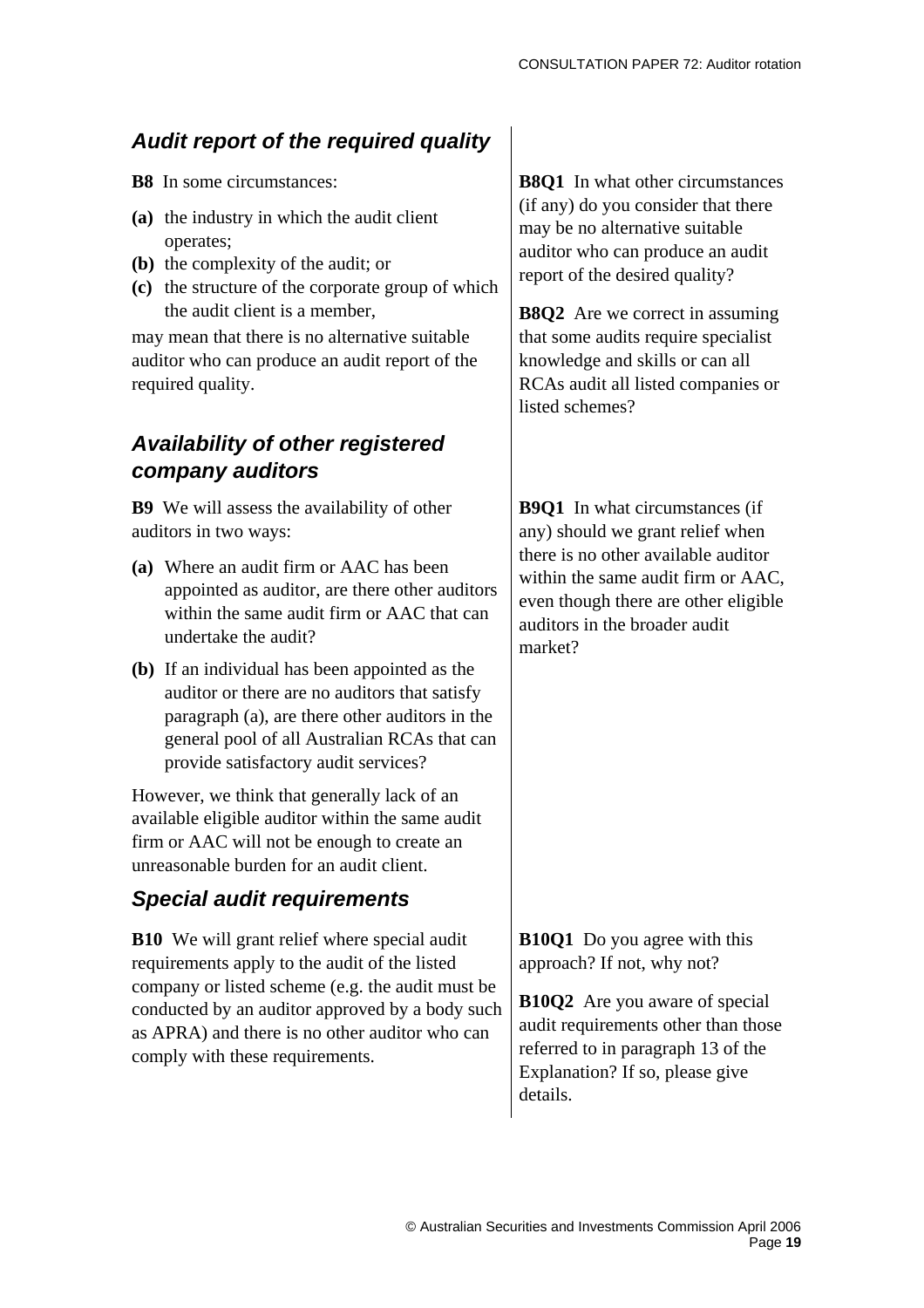## *Audit report of the required quality*

**B8** In some circumstances:

**(a)** the industry in which the audit client operates;

**(b)** the complexity of the audit; or

**(c)** the structure of the corporate group of which the audit client is a member,

may mean that there is no alternative suitable auditor who can produce an audit report of the required quality.

**B8Q1** In what other circumstances (if any) do you consider that there may be no alternative suitable auditor who can produce an audit report of the desired quality?

**B8Q2** Are we correct in assuming that some audits require specialist knowledge and skills or can all RCAs audit all listed companies or listed schemes?

## *Availability of other registered company auditors*

**B9** We will assess the availability of other auditors in two ways:

**(a)** Where an audit firm or AAC has been appointed as auditor, are there other auditors within the same audit firm or AAC that can undertake the audit?

**(b)** If an individual has been appointed as the auditor or there are no auditors that satisfy paragraph (a), are there other auditors in the general pool of all Australian RCAs that can provide satisfactory audit services?

However, we think that generally lack of an available eligible auditor within the same audit firm or AAC will not be enough to create an unreasonable burden for an audit client.

**B9Q1** In what circumstances (if any) should we grant relief when there is no other available auditor within the same audit firm or AAC, even though there are other eligible auditors in the broader audit market?

## *Special audit requirements*

**B10** We will grant relief where special audit requirements apply to the audit of the listed company or listed scheme (e.g. the audit must be conducted by an auditor approved by a body such as APRA) and there is no other auditor who can comply with these requirements.

**B10Q1** Do you agree with this approach? If not, why not?

**B10Q2** Are you aware of special audit requirements other than those referred to in paragraph 13 of the Explanation? If so, please give details.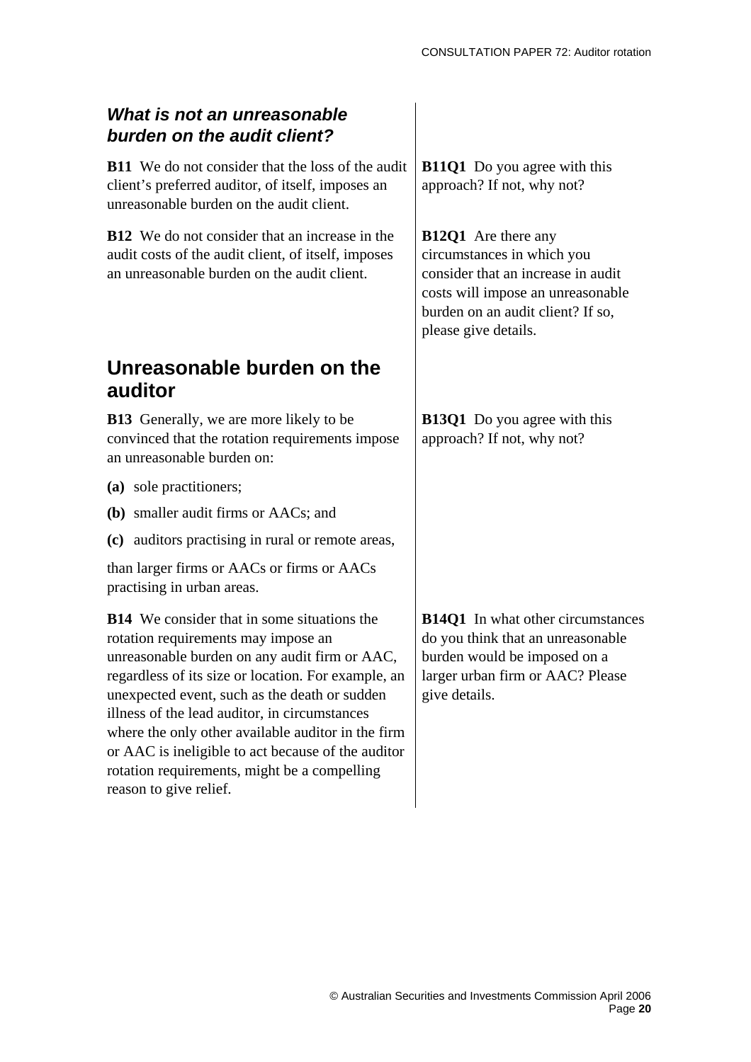### *What is not an unreasonable burden on the audit client?*

**B11** We do not consider that the loss of the audit client's preferred auditor, of itself, imposes an unreasonable burden on the audit client.

**B11Q1** Do you agree with this approach? If not, why not?

**B12** We do not consider that an increase in the audit costs of the audit client, of itself, imposes an unreasonable burden on the audit client.

**B12Q1** Are there any circumstances in which you consider that an increase in audit costs will impose an unreasonable burden on an audit client? If so, please give details.

## Unreasonable burden on the auditor

**B13** Generally, we are more likely to be convinced that the rotation requirements impose an unreasonable burden on:

**(a)** sole practitioners;

**(b)** smaller audit firms or AACs; and

**(c)** auditors practising in rural or remote areas,

than larger firms or AACs or firms or AACs practising in urban areas.

**B13Q1** Do you agree with this approach? If not, why not?

**B14** We consider that in some situations the rotation requirements may impose an unreasonable burden on any audit firm or AAC, regardless of its size or location. For example, an unexpected event, such as the death or sudden illness of the lead auditor, in circumstances where the only other available auditor in the firm or AAC is ineligible to act because of the auditor rotation requirements, might be a compelling reason to give relief.

**B14Q1** In what other circumstances do you think that an unreasonable burden would be imposed on a larger urban firm or AAC? Please give details.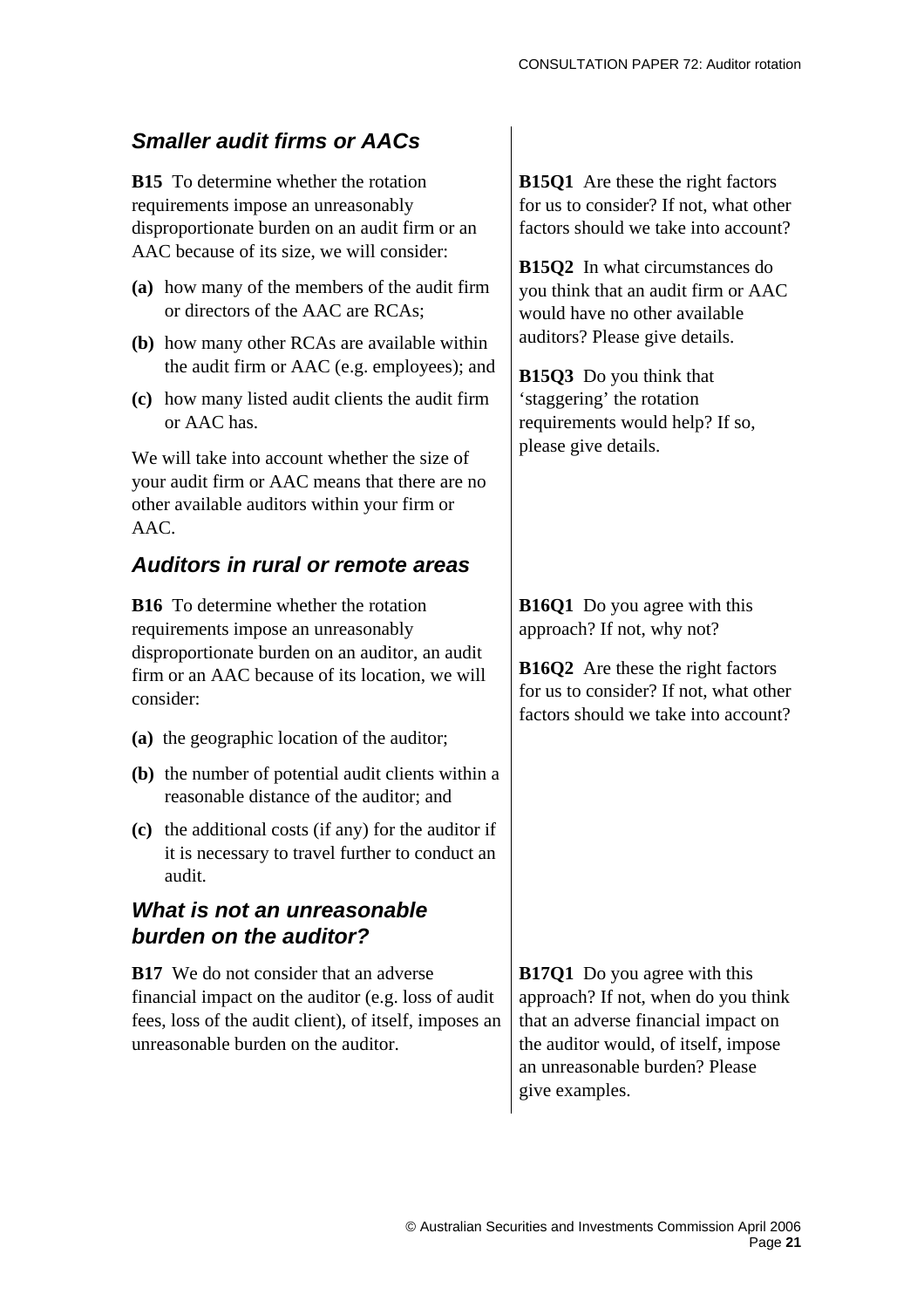### Smaller audit firms or AACs

**B15** To determine whether the rotation requirements impose an unreasonably disproportionate burden on an audit firm or an AAC because of its size, we will consider:

- **(a)** how many of the members of the audit firm or directors of the AAC are RCAs;
- **(b)** how many other RCAs are available within the audit firm or AAC (e.g. employees); and
- **(c)** how many listed audit clients the audit firm or AAC has.

We will take into account whether the size of your audit firm or AAC means that there are no other available auditors within your firm or AAC.

**B15Q1** Are these the right factors for us to consider? If not, what other factors should we take into account?

**B15Q2** In what circumstances do you think that an audit firm or AAC would have no other available auditors? Please give details.

**B15Q3** Do you think that 'staggering' the rotation requirements would help? If so, please give details.

### Auditors in rural or remote areas

**B16** To determine whether the rotation requirements impose an unreasonably disproportionate burden on an auditor, an audit firm or an AAC because of its location, we will consider:

- **(a)** the geographic location of the auditor;
- **(b)** the number of potential audit clients within a reasonable distance of the auditor; and
- **(c)** the additional costs (if any) for the auditor if it is necessary to travel further to conduct an audit.

**B16Q1** Do you agree with this approach? If not, why not?

**B16Q2** Are these the right factors for us to consider? If not, what other factors should we take into account?

### What is not an unreasonable burden on the auditor?

**B17** We do not consider that an adverse financial impact on the auditor (e.g. loss of audit fees, loss of the audit client), of itself, imposes an unreasonable burden on the auditor.

**B17Q1** Do you agree with this approach? If not, when do you think that an adverse financial impact on the auditor would, of itself, impose an unreasonable burden? Please give examples.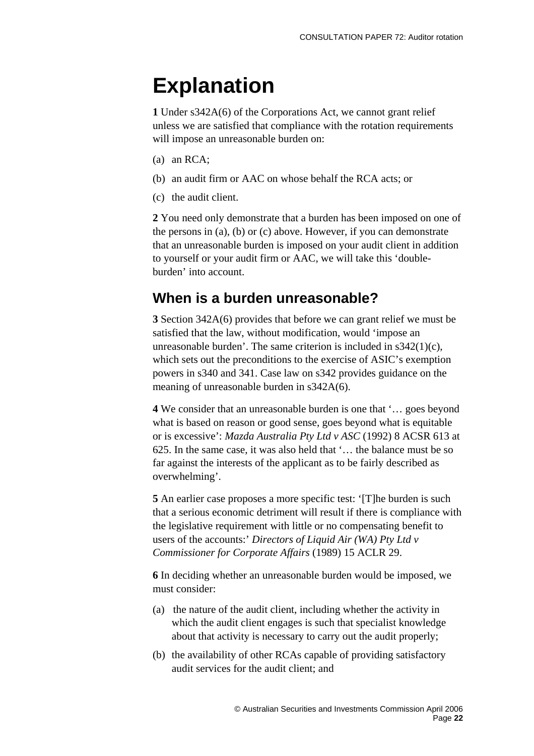# Explanation

**1** Under s342A(6) of the Corporations Act, we cannot grant relief unless we are satisfied that compliance with the rotation requirements will impose an unreasonable burden on:

(a) an RCA;

(b) an audit firm or AAC on whose behalf the RCA acts; or

(c) the audit client.

**2** You need only demonstrate that a burden has been imposed on one of the persons in (a), (b) or (c) above. However, if you can demonstrate that an unreasonable burden is imposed on your audit client in addition to yourself or your audit firm or AAC, we will take this 'double-burden' into account.

## When is a burden unreasonable?

**3** Section 342A(6) provides that before we can grant relief we must be satisfied that the law, without modification, would 'impose an unreasonable burden'. The same criterion is included in s342(1)(c), which sets out the preconditions to the exercise of ASIC's exemption powers in s340 and 341. Case law on s342 provides guidance on the meaning of unreasonable burden in s342A(6).

**4** We consider that an unreasonable burden is one that '… goes beyond what is based on reason or good sense, goes beyond what is equitable or is excessive': *Mazda Australia Pty Ltd v ASC* (1992) 8 ACSR 613 at 625. In the same case, it was also held that '… the balance must be so far against the interests of the applicant as to be fairly described as overwhelming'.

**5** An earlier case proposes a more specific test: '[T]he burden is such that a serious economic detriment will result if there is compliance with the legislative requirement with little or no compensating benefit to users of the accounts:' *Directors of Liquid Air (WA) Pty Ltd v Commissioner for Corporate Affairs* (1989) 15 ACLR 29.

**6** In deciding whether an unreasonable burden would be imposed, we must consider:

(a) the nature of the audit client, including whether the activity in which the audit client engages is such that specialist knowledge about that activity is necessary to carry out the audit properly;

(b) the availability of other RCAs capable of providing satisfactory audit services for the audit client; and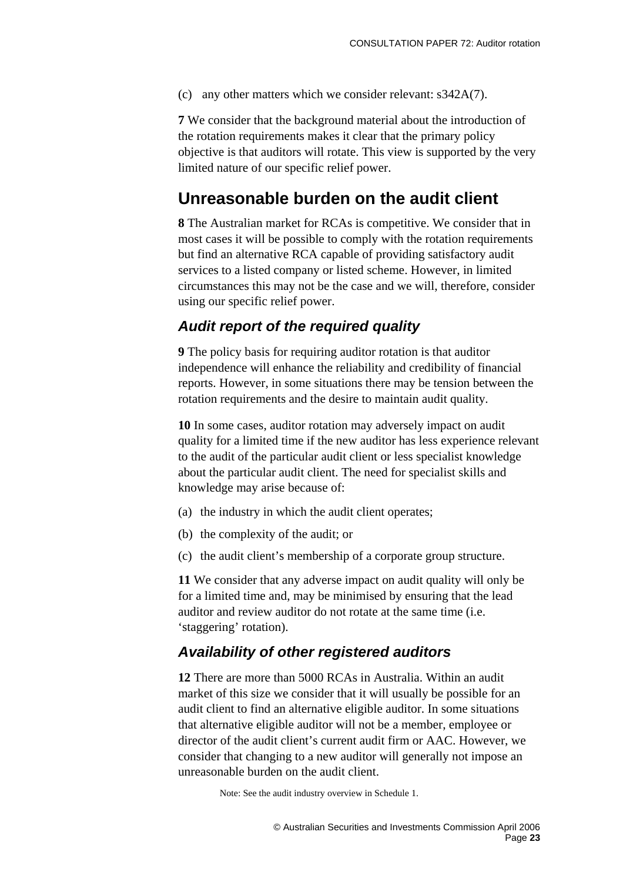(c) any other matters which we consider relevant: s342A(7).

**7** We consider that the background material about the introduction of the rotation requirements makes it clear that the primary policy objective is that auditors will rotate. This view is supported by the very limited nature of our specific relief power.

## Unreasonable burden on the audit client

**8** The Australian market for RCAs is competitive. We consider that in most cases it will be possible to comply with the rotation requirements but find an alternative RCA capable of providing satisfactory audit services to a listed company or listed scheme. However, in limited circumstances this may not be the case and we will, therefore, consider using our specific relief power.

### *Audit report of the required quality*

**9** The policy basis for requiring auditor rotation is that auditor independence will enhance the reliability and credibility of financial reports. However, in some situations there may be tension between the rotation requirements and the desire to maintain audit quality.

**10** In some cases, auditor rotation may adversely impact on audit quality for a limited time if the new auditor has less experience relevant to the audit of the particular audit client or less specialist knowledge about the particular audit client. The need for specialist skills and knowledge may arise because of:

(a) the industry in which the audit client operates;

(b) the complexity of the audit; or

(c) the audit client's membership of a corporate group structure.

**11** We consider that any adverse impact on audit quality will only be for a limited time and, may be minimised by ensuring that the lead auditor and review auditor do not rotate at the same time (i.e. 'staggering' rotation).

### *Availability of other registered auditors*

**12** There are more than 5000 RCAs in Australia. Within an audit market of this size we consider that it will usually be possible for an audit client to find an alternative eligible auditor. In some situations that alternative eligible auditor will not be a member, employee or director of the audit client's current audit firm or AAC. However, we consider that changing to a new auditor will generally not impose an unreasonable burden on the audit client.

Note: See the audit industry overview in Schedule 1.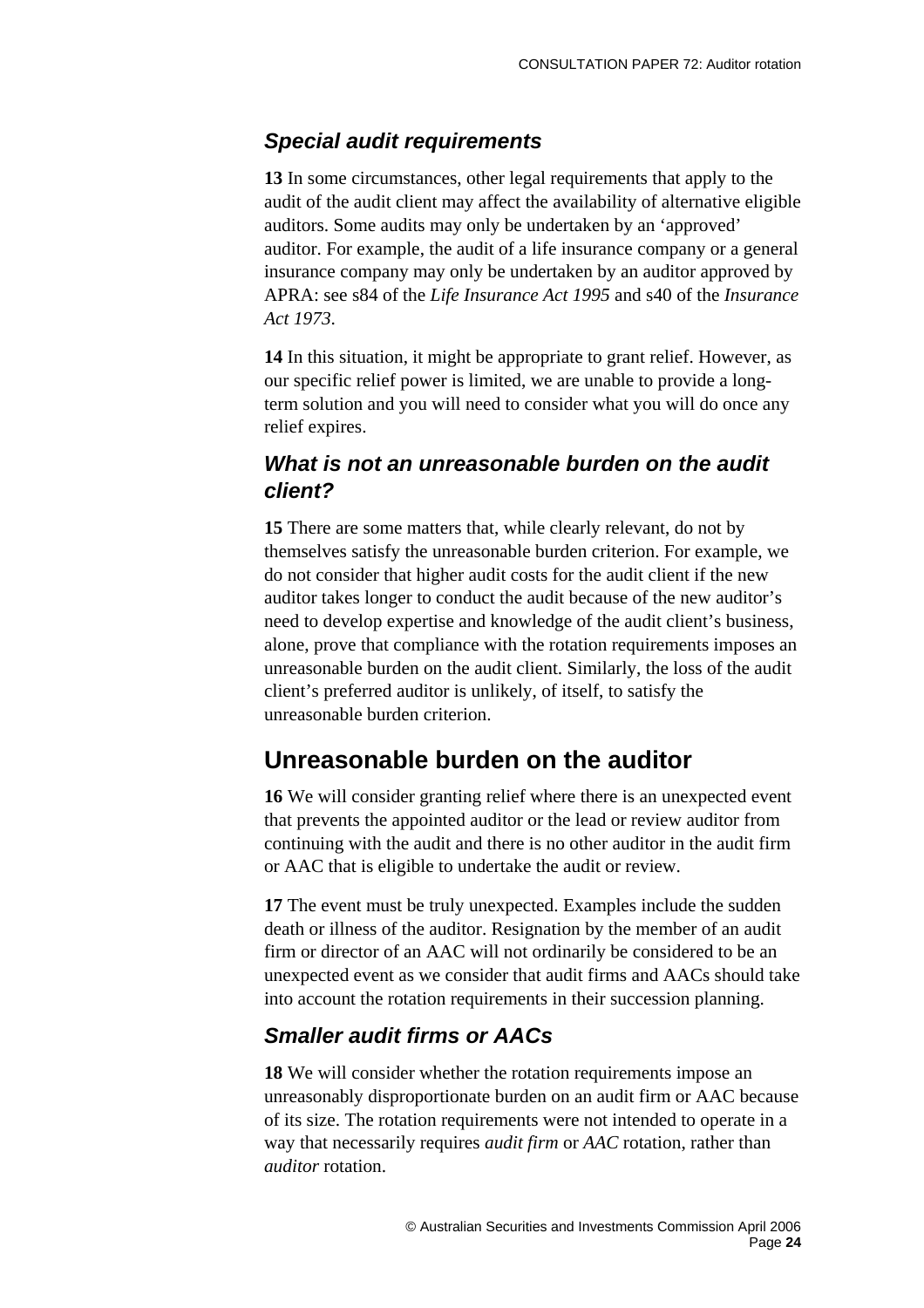### *Special audit requirements*

**13** In some circumstances, other legal requirements that apply to the audit of the audit client may affect the availability of alternative eligible auditors. Some audits may only be undertaken by an 'approved' auditor. For example, the audit of a life insurance company or a general insurance company may only be undertaken by an auditor approved by APRA: see s84 of the *Life Insurance Act 1995* and s40 of the *Insurance Act 1973*.

**14** In this situation, it might be appropriate to grant relief. However, as our specific relief power is limited, we are unable to provide a long-term solution and you will need to consider what you will do once any relief expires.

### *What is not an unreasonable burden on the audit client?*

**15** There are some matters that, while clearly relevant, do not by themselves satisfy the unreasonable burden criterion. For example, we do not consider that higher audit costs for the audit client if the new auditor takes longer to conduct the audit because of the new auditor's need to develop expertise and knowledge of the audit client's business, alone, prove that compliance with the rotation requirements imposes an unreasonable burden on the audit client. Similarly, the loss of the audit client's preferred auditor is unlikely, of itself, to satisfy the unreasonable burden criterion.

## Unreasonable burden on the auditor

**16** We will consider granting relief where there is an unexpected event that prevents the appointed auditor or the lead or review auditor from continuing with the audit and there is no other auditor in the audit firm or AAC that is eligible to undertake the audit or review.

**17** The event must be truly unexpected. Examples include the sudden death or illness of the auditor. Resignation by the member of an audit firm or director of an AAC will not ordinarily be considered to be an unexpected event as we consider that audit firms and AACs should take into account the rotation requirements in their succession planning.

### *Smaller audit firms or AACs*

**18** We will consider whether the rotation requirements impose an unreasonably disproportionate burden on an audit firm or AAC because of its size. The rotation requirements were not intended to operate in a way that necessarily requires *audit firm* or *AAC* rotation, rather than *auditor* rotation.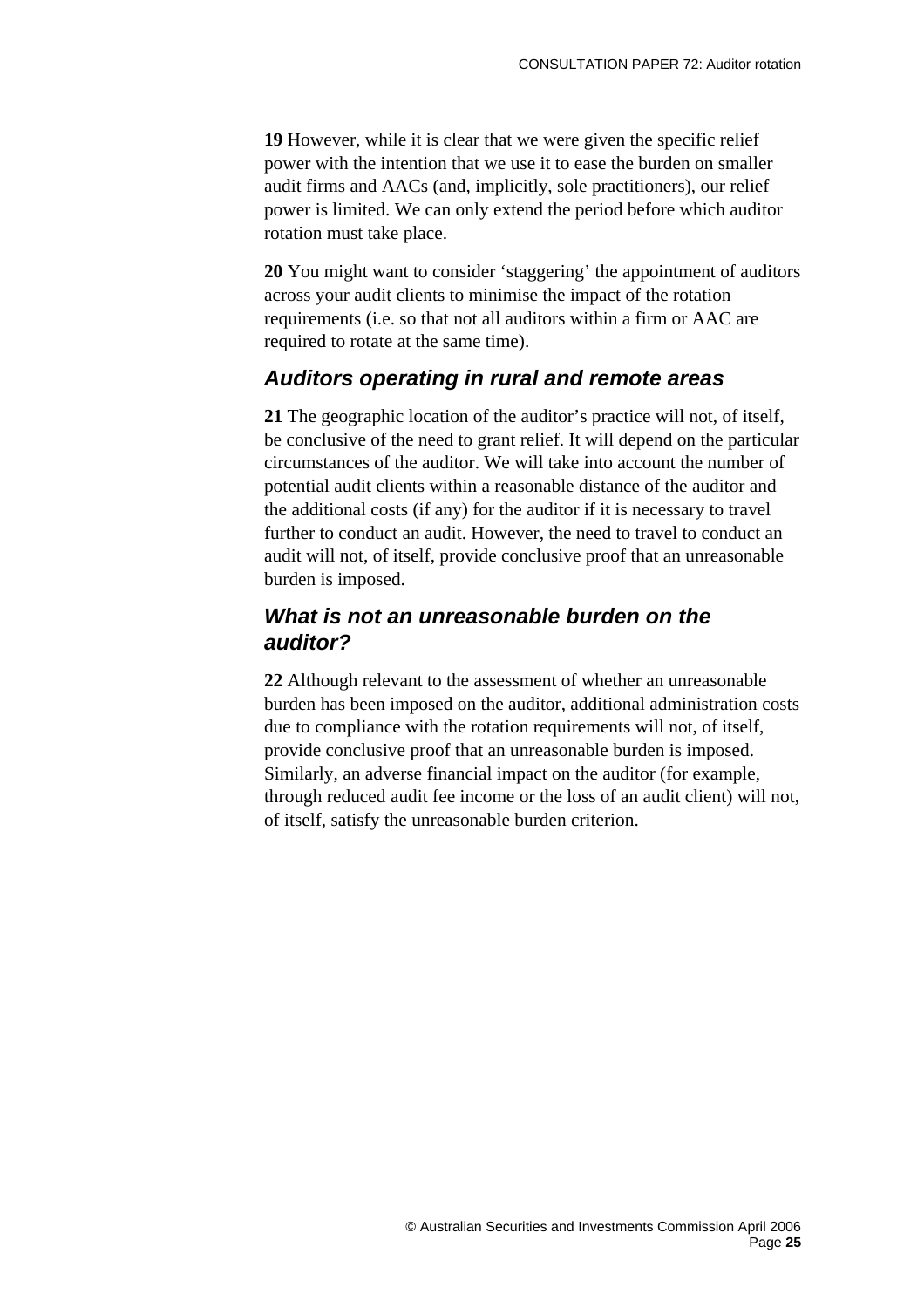**19** However, while it is clear that we were given the specific relief power with the intention that we use it to ease the burden on smaller audit firms and AACs (and, implicitly, sole practitioners), our relief power is limited. We can only extend the period before which auditor rotation must take place.

**20** You might want to consider 'staggering' the appointment of auditors across your audit clients to minimise the impact of the rotation requirements (i.e. so that not all auditors within a firm or AAC are required to rotate at the same time).

### *Auditors operating in rural and remote areas*

**21** The geographic location of the auditor's practice will not, of itself, be conclusive of the need to grant relief. It will depend on the particular circumstances of the auditor. We will take into account the number of potential audit clients within a reasonable distance of the auditor and the additional costs (if any) for the auditor if it is necessary to travel further to conduct an audit. However, the need to travel to conduct an audit will not, of itself, provide conclusive proof that an unreasonable burden is imposed.

### *What is not an unreasonable burden on the auditor?*

**22** Although relevant to the assessment of whether an unreasonable burden has been imposed on the auditor, additional administration costs due to compliance with the rotation requirements will not, of itself, provide conclusive proof that an unreasonable burden is imposed. Similarly, an adverse financial impact on the auditor (for example, through reduced audit fee income or the loss of an audit client) will not, of itself, satisfy the unreasonable burden criterion.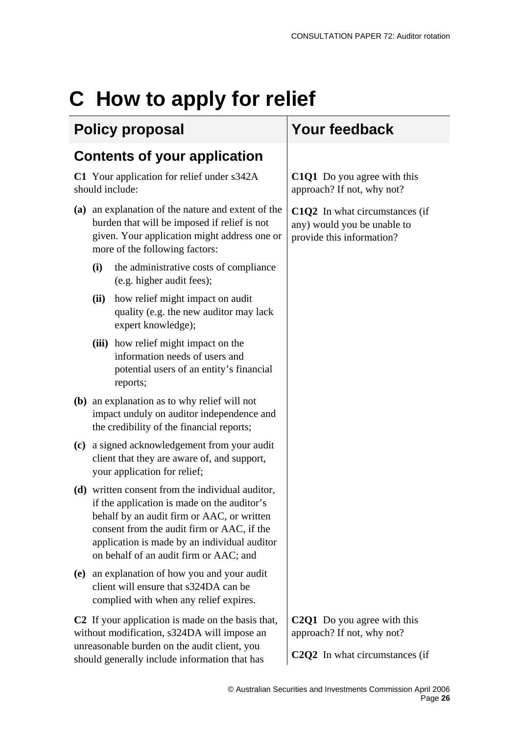# C How to apply for relief

| Policy proposal | Your feedback |
| --- | --- |
| **Contents of your application** | |
| **C1** Your application for relief under s342A should include: | **C1Q1** Do you agree with this approach? If not, why not? |
| **(a)** an explanation of the nature and extent of the burden that will be imposed if relief is not given. Your application might address one or more of the following factors: | **C1Q2** In what circumstances (if any) would you be unable to provide this information? |
| **(i)** the administrative costs of compliance (e.g. higher audit fees); | |
| **(ii)** how relief might impact on audit quality (e.g. the new auditor may lack expert knowledge); | |
| **(iii)** how relief might impact on the information needs of users and potential users of an entity's financial reports; | |
| **(b)** an explanation as to why relief will not impact unduly on auditor independence and the credibility of the financial reports; | |
| **(c)** a signed acknowledgement from your audit client that they are aware of, and support, your application for relief; | |
| **(d)** written consent from the individual auditor, if the application is made on the auditor's behalf by an audit firm or AAC, or written consent from the audit firm or AAC, if the application is made by an individual auditor on behalf of an audit firm or AAC; and | |
| **(e)** an explanation of how you and your audit client will ensure that s324DA can be complied with when any relief expires. | |
| **C2** If your application is made on the basis that, without modification, s324DA will impose an unreasonable burden on the audit client, you should generally include information that has | **C2Q1** Do you agree with this approach? If not, why not?<br><br>**C2Q2** In what circumstances (if |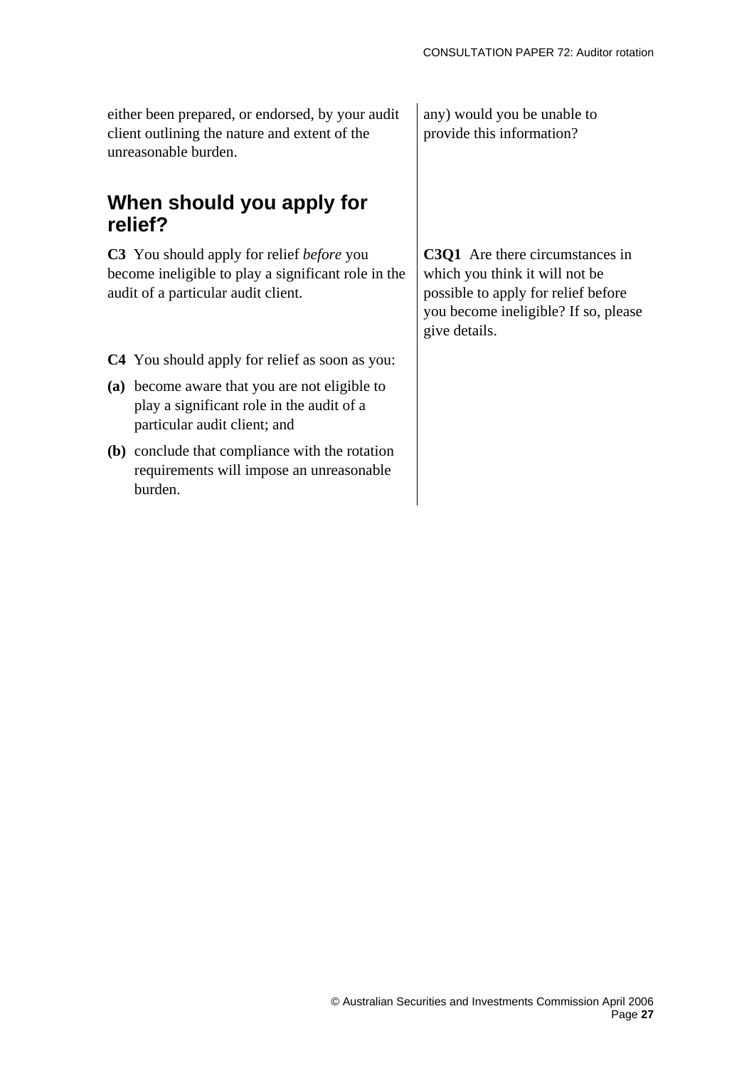either been prepared, or endorsed, by your audit client outlining the nature and extent of the unreasonable burden.

any) would you be unable to provide this information?

## When should you apply for relief?

**C3** You should apply for relief *before* you become ineligible to play a significant role in the audit of a particular audit client.

**C3Q1** Are there circumstances in which you think it will not be possible to apply for relief before you become ineligible? If so, please give details.

**C4** You should apply for relief as soon as you:

**(a)** become aware that you are not eligible to play a significant role in the audit of a particular audit client; and

**(b)** conclude that compliance with the rotation requirements will impose an unreasonable burden.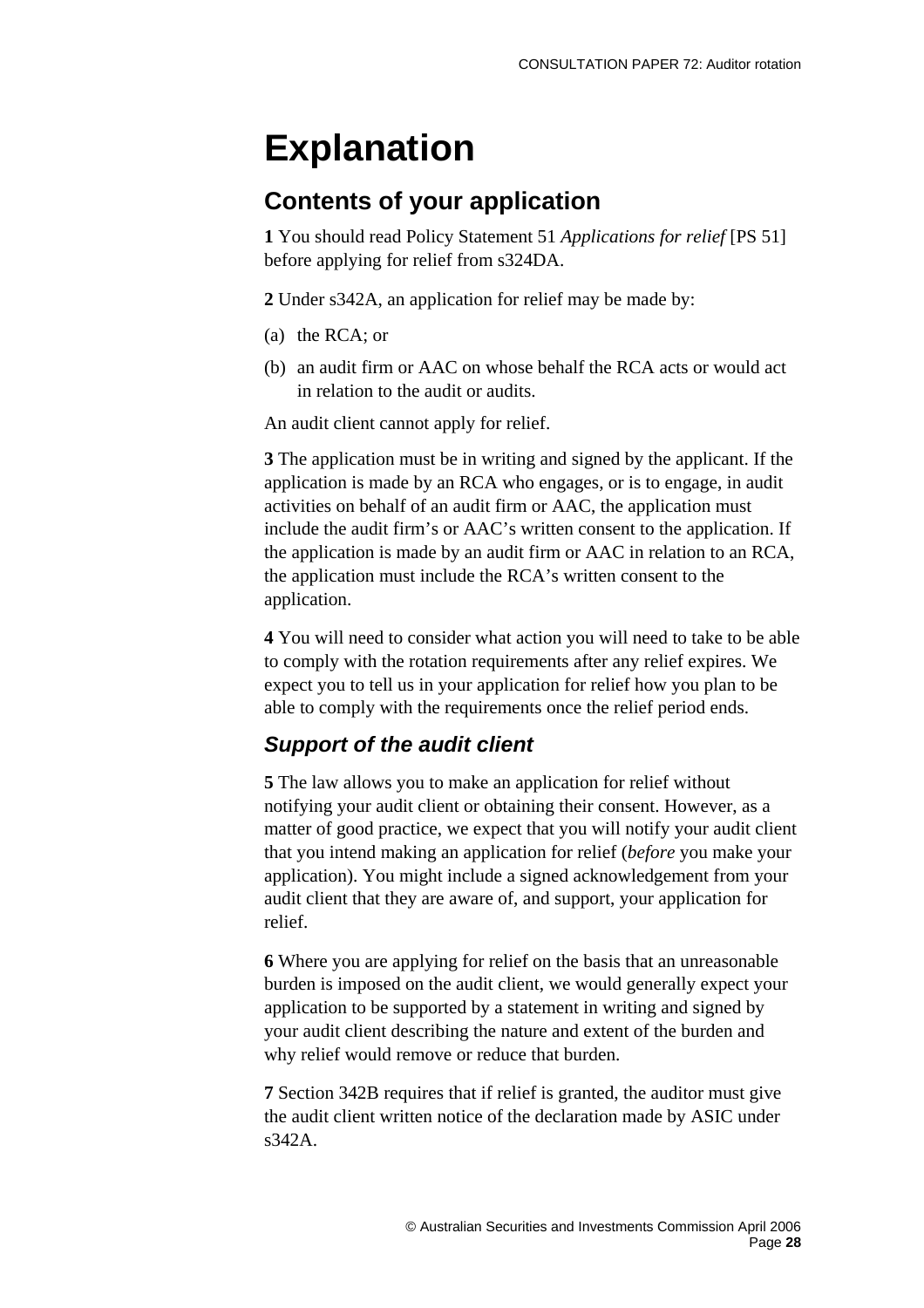# Explanation

## Contents of your application

**1** You should read Policy Statement 51 *Applications for relief* [PS 51] before applying for relief from s324DA.

**2** Under s342A, an application for relief may be made by:

(a) the RCA; or

(b) an audit firm or AAC on whose behalf the RCA acts or would act in relation to the audit or audits.

An audit client cannot apply for relief.

**3** The application must be in writing and signed by the applicant. If the application is made by an RCA who engages, or is to engage, in audit activities on behalf of an audit firm or AAC, the application must include the audit firm's or AAC's written consent to the application. If the application is made by an audit firm or AAC in relation to an RCA, the application must include the RCA's written consent to the application.

**4** You will need to consider what action you will need to take to be able to comply with the rotation requirements after any relief expires. We expect you to tell us in your application for relief how you plan to be able to comply with the requirements once the relief period ends.

### *Support of the audit client*

**5** The law allows you to make an application for relief without notifying your audit client or obtaining their consent. However, as a matter of good practice, we expect that you will notify your audit client that you intend making an application for relief (*before* you make your application). You might include a signed acknowledgement from your audit client that they are aware of, and support, your application for relief.

**6** Where you are applying for relief on the basis that an unreasonable burden is imposed on the audit client, we would generally expect your application to be supported by a statement in writing and signed by your audit client describing the nature and extent of the burden and why relief would remove or reduce that burden.

**7** Section 342B requires that if relief is granted, the auditor must give the audit client written notice of the declaration made by ASIC under s342A.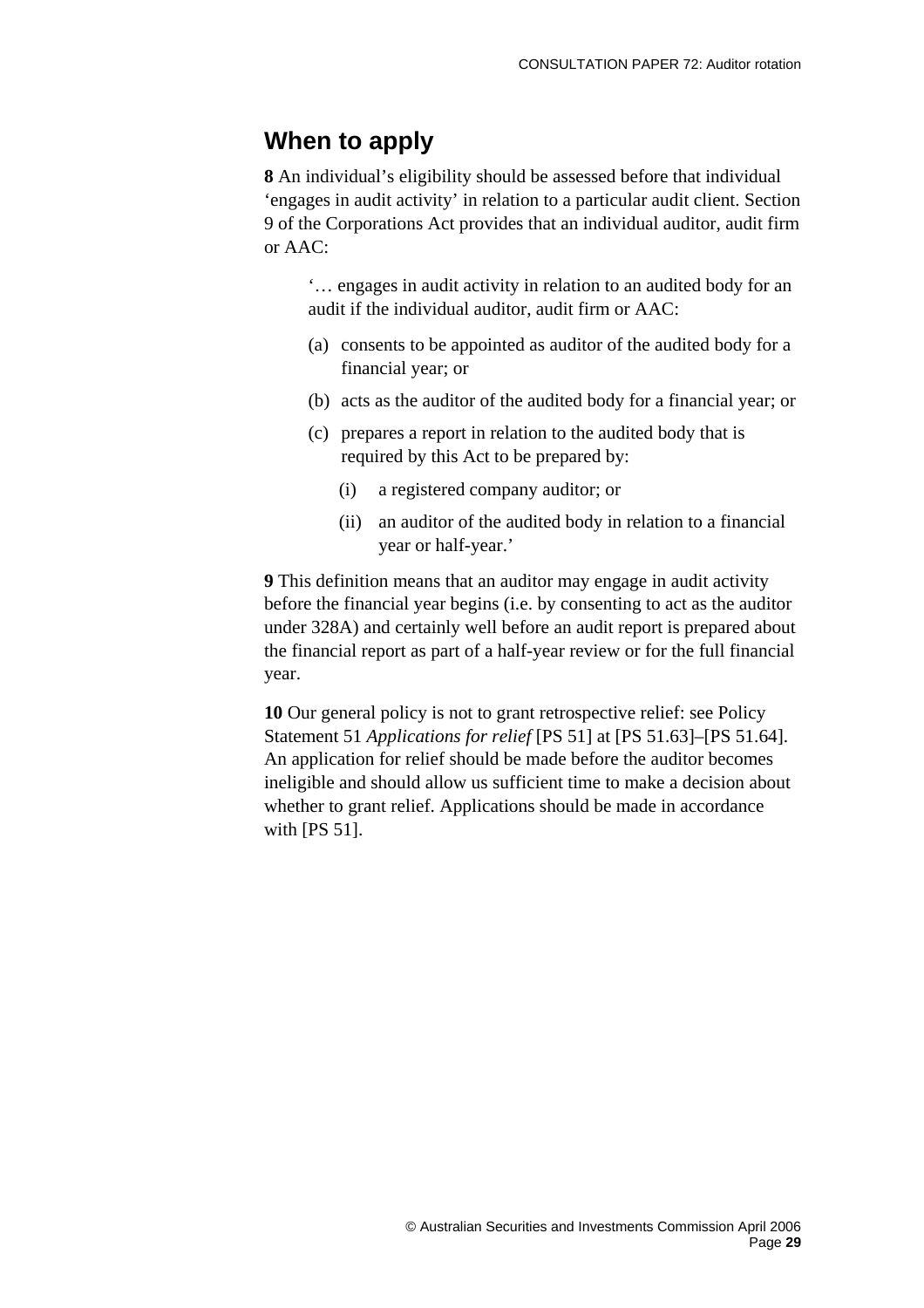## When to apply

**8** An individual's eligibility should be assessed before that individual 'engages in audit activity' in relation to a particular audit client. Section 9 of the Corporations Act provides that an individual auditor, audit firm or AAC:

> '… engages in audit activity in relation to an audited body for an audit if the individual auditor, audit firm or AAC:
>
> (a) consents to be appointed as auditor of the audited body for a financial year; or
>
> (b) acts as the auditor of the audited body for a financial year; or
>
> (c) prepares a report in relation to the audited body that is required by this Act to be prepared by:
>
> (i) a registered company auditor; or
>
> (ii) an auditor of the audited body in relation to a financial year or half-year.'

**9** This definition means that an auditor may engage in audit activity before the financial year begins (i.e. by consenting to act as the auditor under 328A) and certainly well before an audit report is prepared about the financial report as part of a half-year review or for the full financial year.

**10** Our general policy is not to grant retrospective relief: see Policy Statement 51 *Applications for relief* [PS 51] at [PS 51.63]–[PS 51.64]. An application for relief should be made before the auditor becomes ineligible and should allow us sufficient time to make a decision about whether to grant relief. Applications should be made in accordance with [PS 51].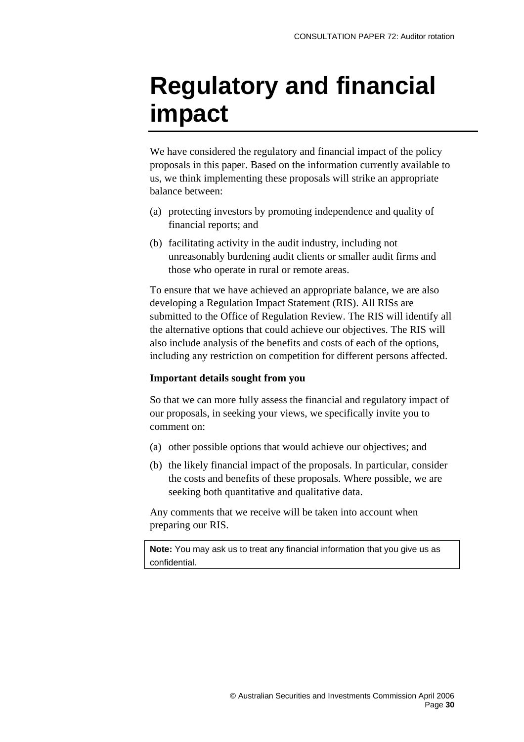# Regulatory and financial impact

We have considered the regulatory and financial impact of the policy proposals in this paper. Based on the information currently available to us, we think implementing these proposals will strike an appropriate balance between:

(a) protecting investors by promoting independence and quality of financial reports; and

(b) facilitating activity in the audit industry, including not unreasonably burdening audit clients or smaller audit firms and those who operate in rural or remote areas.

To ensure that we have achieved an appropriate balance, we are also developing a Regulation Impact Statement (RIS). All RISs are submitted to the Office of Regulation Review. The RIS will identify all the alternative options that could achieve our objectives. The RIS will also include analysis of the benefits and costs of each of the options, including any restriction on competition for different persons affected.

**Important details sought from you**

So that we can more fully assess the financial and regulatory impact of our proposals, in seeking your views, we specifically invite you to comment on:

(a) other possible options that would achieve our objectives; and

(b) the likely financial impact of the proposals. In particular, consider the costs and benefits of these proposals. Where possible, we are seeking both quantitative and qualitative data.

Any comments that we receive will be taken into account when preparing our RIS.

**Note:** You may ask us to treat any financial information that you give us as confidential.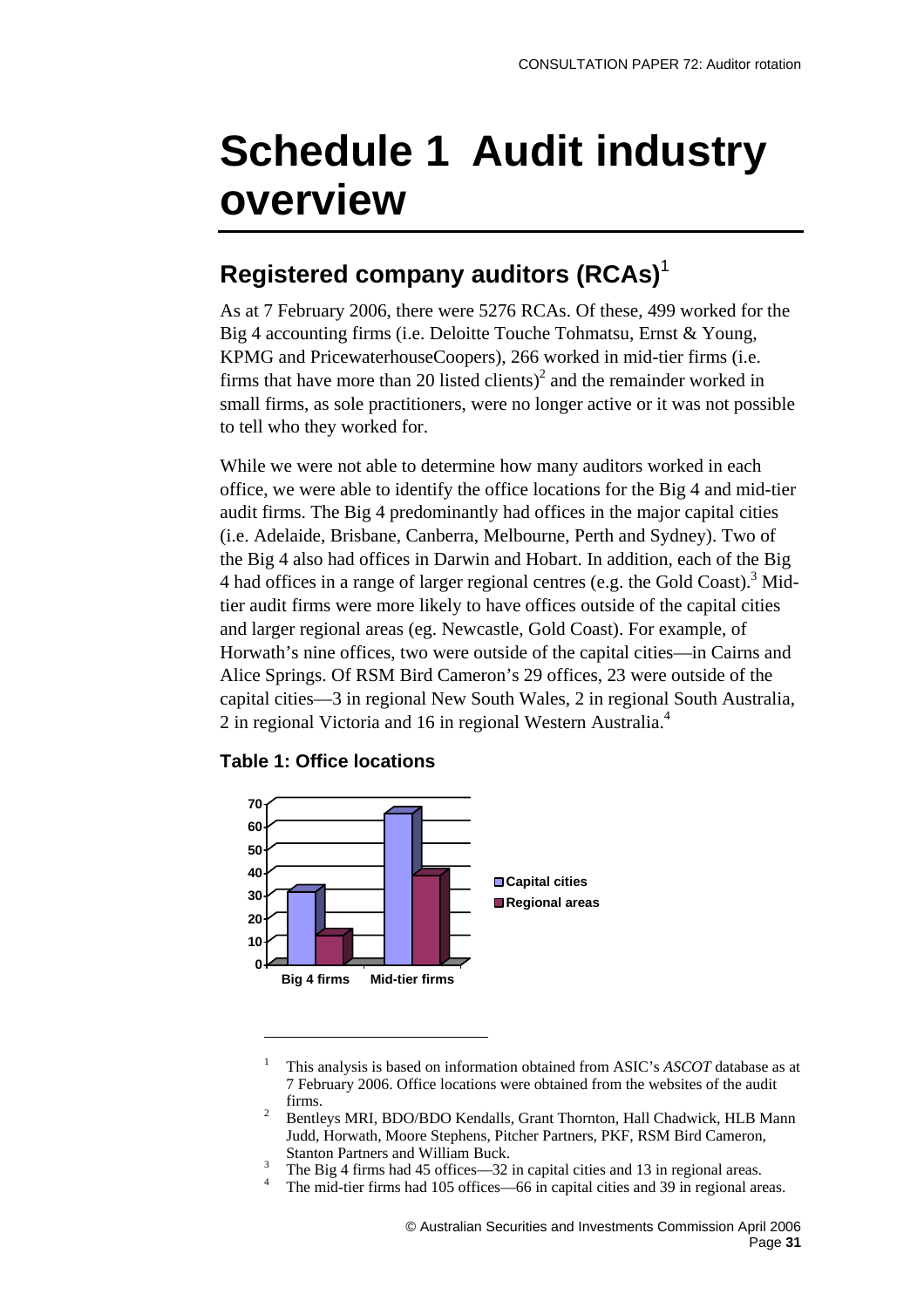# Schedule 1 Audit industry overview

## Registered company auditors (RCAs)[1]

As at 7 February 2006, there were 5276 RCAs. Of these, 499 worked for the Big 4 accounting firms (i.e. Deloitte Touche Tohmatsu, Ernst & Young, KPMG and PricewaterhouseCoopers), 266 worked in mid-tier firms (i.e. firms that have more than 20 listed clients)[2] and the remainder worked in small firms, as sole practitioners, were no longer active or it was not possible to tell who they worked for.

While we were not able to determine how many auditors worked in each office, we were able to identify the office locations for the Big 4 and mid-tier audit firms. The Big 4 predominantly had offices in the major capital cities (i.e. Adelaide, Brisbane, Canberra, Melbourne, Perth and Sydney). Two of the Big 4 also had offices in Darwin and Hobart. In addition, each of the Big 4 had offices in a range of larger regional centres (e.g. the Gold Coast).[3] Mid-tier audit firms were more likely to have offices outside of the capital cities and larger regional areas (eg. Newcastle, Gold Coast). For example, of Horwath's nine offices, two were outside of the capital cities—in Cairns and Alice Springs. Of RSM Bird Cameron's 29 offices, 23 were outside of the capital cities—3 in regional New South Wales, 2 in regional South Australia, 2 in regional Victoria and 16 in regional Western Australia.[4]

### Table 1: Office locations

| | Capital cities | Regional areas |
|---|---|---|
| Big 4 firms | 32 | 13 |
| Mid-tier firms | 66 | 39 |

---

[1] This analysis is based on information obtained from ASIC's *ASCOT* database as at 7 February 2006. Office locations were obtained from the websites of the audit firms.

[2] Bentleys MRI, BDO/BDO Kendalls, Grant Thornton, Hall Chadwick, HLB Mann Judd, Horwath, Moore Stephens, Pitcher Partners, PKF, RSM Bird Cameron, Stanton Partners and William Buck.

[3] The Big 4 firms had 45 offices—32 in capital cities and 13 in regional areas.

[4] The mid-tier firms had 105 offices—66 in capital cities and 39 in regional areas.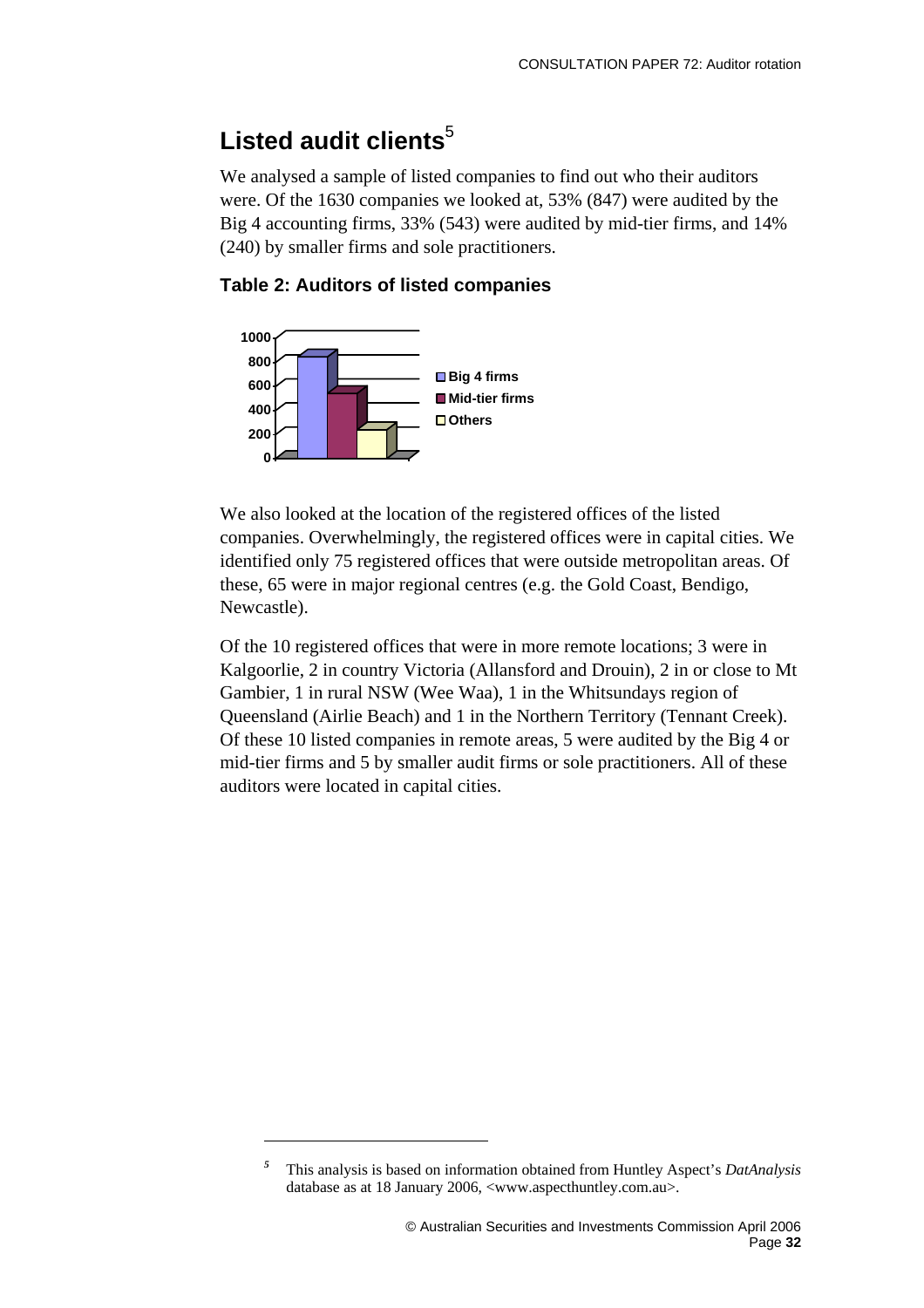## Listed audit clients[5]

We analysed a sample of listed companies to find out who their auditors were. Of the 1630 companies we looked at, 53% (847) were audited by the Big 4 accounting firms, 33% (543) were audited by mid-tier firms, and 14% (240) by smaller firms and sole practitioners.

### Table 2: Auditors of listed companies

We also looked at the location of the registered offices of the listed companies. Overwhelmingly, the registered offices were in capital cities. We identified only 75 registered offices that were outside metropolitan areas. Of these, 65 were in major regional centres (e.g. the Gold Coast, Bendigo, Newcastle).

Of the 10 registered offices that were in more remote locations; 3 were in Kalgoorlie, 2 in country Victoria (Allansford and Drouin), 2 in or close to Mt Gambier, 1 in rural NSW (Wee Waa), 1 in the Whitsundays region of Queensland (Airlie Beach) and 1 in the Northern Territory (Tennant Creek). Of these 10 listed companies in remote areas, 5 were audited by the Big 4 or mid-tier firms and 5 by smaller audit firms or sole practitioners. All of these auditors were located in capital cities.

---

[5] This analysis is based on information obtained from Huntley Aspect's *DatAnalysis* database as at 18 January 2006, <www.aspecthuntley.com.au>.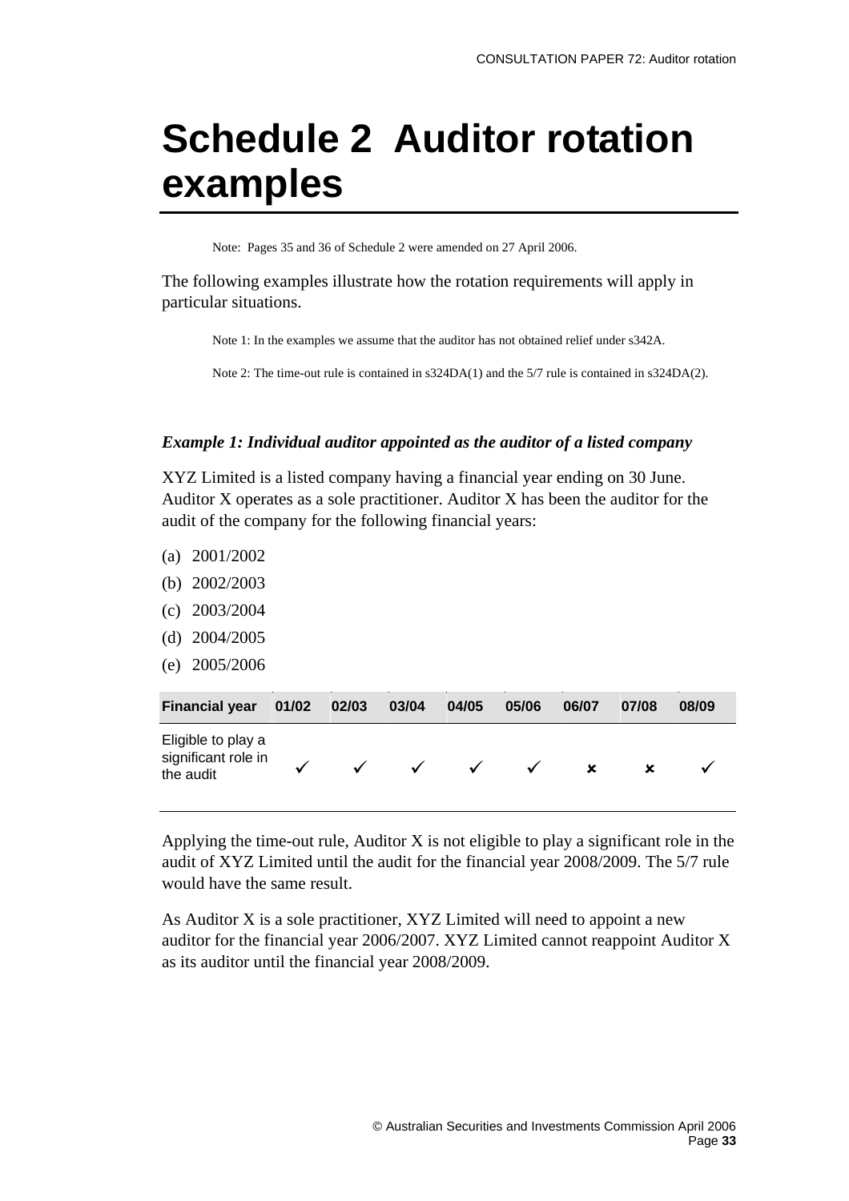# Schedule 2 Auditor rotation examples

Note: Pages 35 and 36 of Schedule 2 were amended on 27 April 2006.

The following examples illustrate how the rotation requirements will apply in particular situations.

Note 1: In the examples we assume that the auditor has not obtained relief under s342A.

Note 2: The time-out rule is contained in s324DA(1) and the 5/7 rule is contained in s324DA(2).

***Example 1: Individual auditor appointed as the auditor of a listed company***

XYZ Limited is a listed company having a financial year ending on 30 June. Auditor X operates as a sole practitioner. Auditor X has been the auditor for the audit of the company for the following financial years:

(a) 2001/2002

(b) 2002/2003

(c) 2003/2004

(d) 2004/2005

(e) 2005/2006

| Financial year | 01/02 | 02/03 | 03/04 | 04/05 | 05/06 | 06/07 | 07/08 | 08/09 |
|---|---|---|---|---|---|---|---|---|
| Eligible to play a significant role in the audit | ✓ | ✓ | ✓ | ✓ | ✓ | ✗ | ✗ | ✓ |

Applying the time-out rule, Auditor X is not eligible to play a significant role in the audit of XYZ Limited until the audit for the financial year 2008/2009. The 5/7 rule would have the same result.

As Auditor X is a sole practitioner, XYZ Limited will need to appoint a new auditor for the financial year 2006/2007. XYZ Limited cannot reappoint Auditor X as its auditor until the financial year 2008/2009.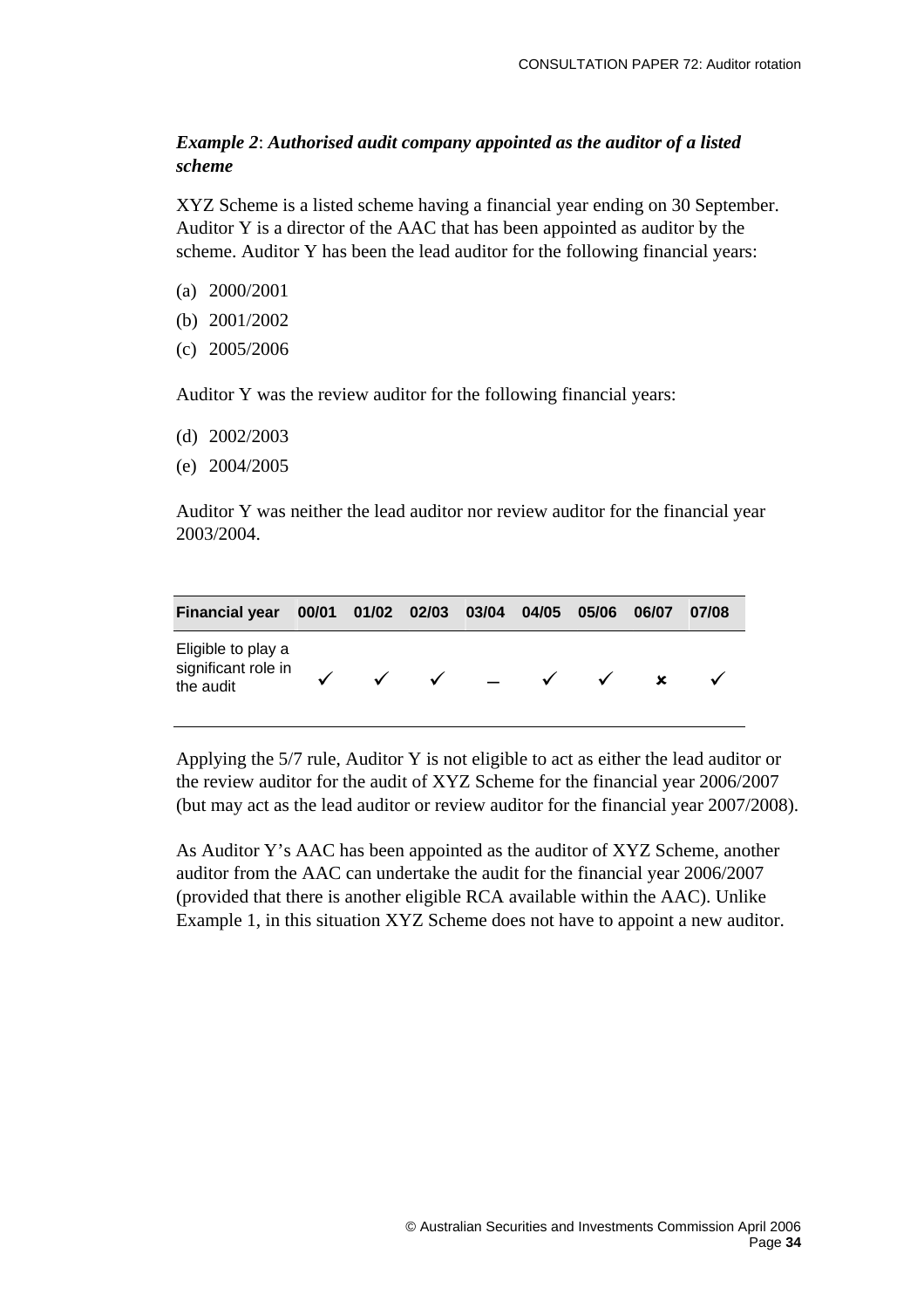*Example 2*: ***Authorised audit company appointed as the auditor of a listed scheme***

XYZ Scheme is a listed scheme having a financial year ending on 30 September. Auditor Y is a director of the AAC that has been appointed as auditor by the scheme. Auditor Y has been the lead auditor for the following financial years:

(a) 2000/2001

(b) 2001/2002

(c) 2005/2006

Auditor Y was the review auditor for the following financial years:

(d) 2002/2003

(e) 2004/2005

Auditor Y was neither the lead auditor nor review auditor for the financial year 2003/2004.

| Financial year | 00/01 | 01/02 | 02/03 | 03/04 | 04/05 | 05/06 | 06/07 | 07/08 |
|---|---|---|---|---|---|---|---|---|
| Eligible to play a significant role in the audit | ✓ | ✓ | ✓ | – | ✓ | ✓ | ✗ | ✓ |

Applying the 5/7 rule, Auditor Y is not eligible to act as either the lead auditor or the review auditor for the audit of XYZ Scheme for the financial year 2006/2007 (but may act as the lead auditor or review auditor for the financial year 2007/2008).

As Auditor Y's AAC has been appointed as the auditor of XYZ Scheme, another auditor from the AAC can undertake the audit for the financial year 2006/2007 (provided that there is another eligible RCA available within the AAC). Unlike Example 1, in this situation XYZ Scheme does not have to appoint a new auditor.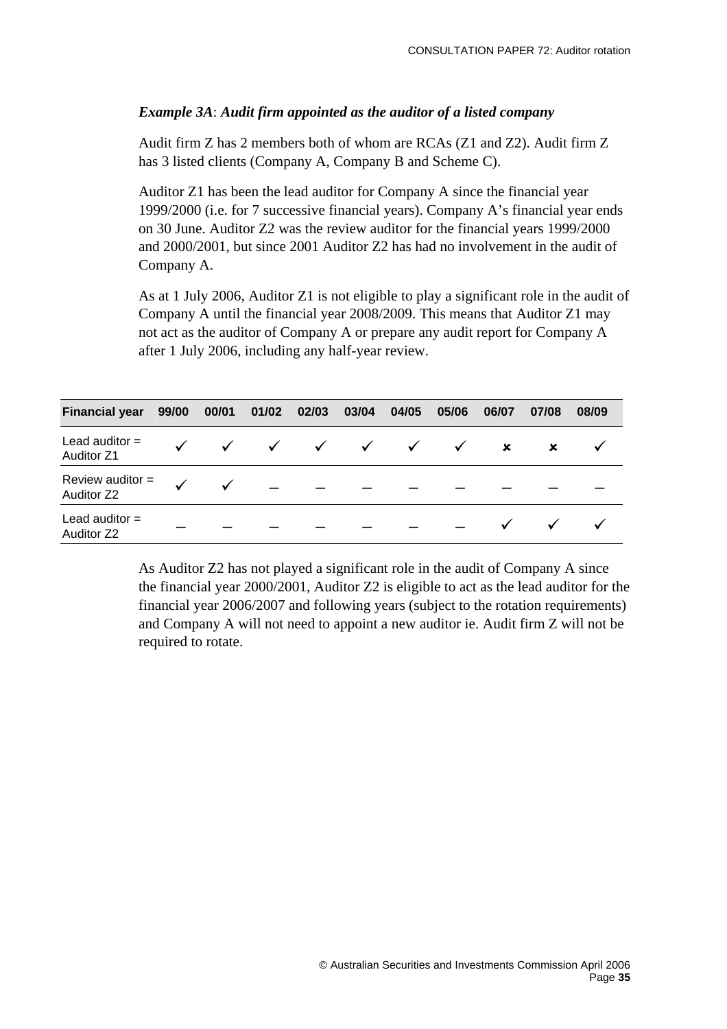*Example 3A*: ***Audit firm appointed as the auditor of a listed company***

Audit firm Z has 2 members both of whom are RCAs (Z1 and Z2). Audit firm Z has 3 listed clients (Company A, Company B and Scheme C).

Auditor Z1 has been the lead auditor for Company A since the financial year 1999/2000 (i.e. for 7 successive financial years). Company A's financial year ends on 30 June. Auditor Z2 was the review auditor for the financial years 1999/2000 and 2000/2001, but since 2001 Auditor Z2 has had no involvement in the audit of Company A.

As at 1 July 2006, Auditor Z1 is not eligible to play a significant role in the audit of Company A until the financial year 2008/2009. This means that Auditor Z1 may not act as the auditor of Company A or prepare any audit report for Company A after 1 July 2006, including any half-year review.

| Financial year | 99/00 | 00/01 | 01/02 | 02/03 | 03/04 | 04/05 | 05/06 | 06/07 | 07/08 | 08/09 |
|---|---|---|---|---|---|---|---|---|---|---|
| Lead auditor = Auditor Z1 | ✓ | ✓ | ✓ | ✓ | ✓ | ✓ | ✓ | ✗ | ✗ | ✓ |
| Review auditor = Auditor Z2 | ✓ | ✓ | – | – | – | – | – | – | – | – |
| Lead auditor = Auditor Z2 | – | – | – | – | – | – | – | ✓ | ✓ | ✓ |

As Auditor Z2 has not played a significant role in the audit of Company A since the financial year 2000/2001, Auditor Z2 is eligible to act as the lead auditor for the financial year 2006/2007 and following years (subject to the rotation requirements) and Company A will not need to appoint a new auditor ie. Audit firm Z will not be required to rotate.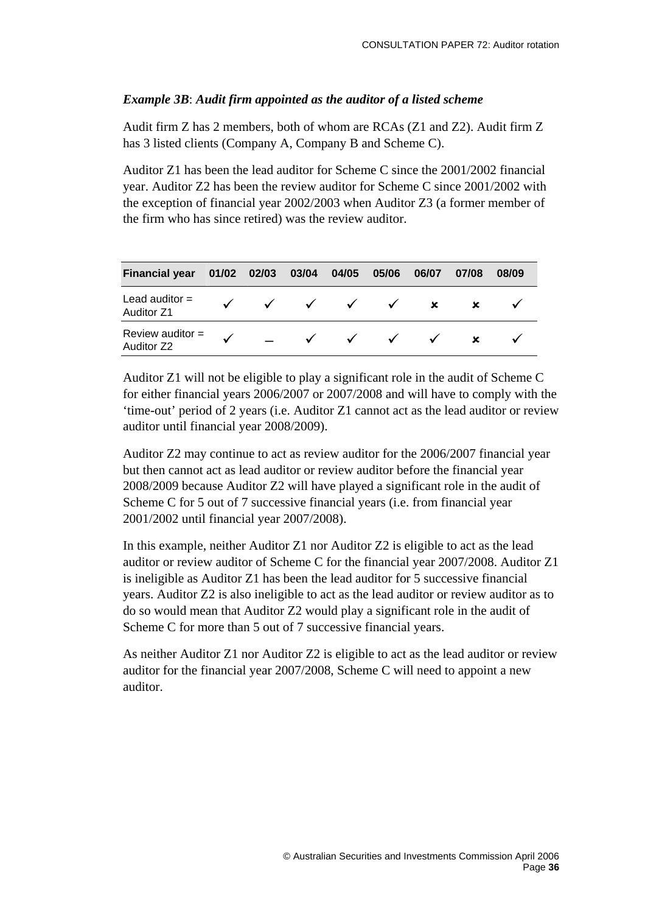### *Example 3B*: ***Audit firm appointed as the auditor of a listed scheme***

Audit firm Z has 2 members, both of whom are RCAs (Z1 and Z2). Audit firm Z has 3 listed clients (Company A, Company B and Scheme C).

Auditor Z1 has been the lead auditor for Scheme C since the 2001/2002 financial year. Auditor Z2 has been the review auditor for Scheme C since 2001/2002 with the exception of financial year 2002/2003 when Auditor Z3 (a former member of the firm who has since retired) was the review auditor.

| Financial year | 01/02 | 02/03 | 03/04 | 04/05 | 05/06 | 06/07 | 07/08 | 08/09 |
|---|---|---|---|---|---|---|---|---|
| Lead auditor = Auditor Z1 | ✓ | ✓ | ✓ | ✓ | ✓ | ✗ | ✗ | ✓ |
| Review auditor = Auditor Z2 | ✓ | – | ✓ | ✓ | ✓ | ✓ | ✗ | ✓ |

Auditor Z1 will not be eligible to play a significant role in the audit of Scheme C for either financial years 2006/2007 or 2007/2008 and will have to comply with the 'time-out' period of 2 years (i.e. Auditor Z1 cannot act as the lead auditor or review auditor until financial year 2008/2009).

Auditor Z2 may continue to act as review auditor for the 2006/2007 financial year but then cannot act as lead auditor or review auditor before the financial year 2008/2009 because Auditor Z2 will have played a significant role in the audit of Scheme C for 5 out of 7 successive financial years (i.e. from financial year 2001/2002 until financial year 2007/2008).

In this example, neither Auditor Z1 nor Auditor Z2 is eligible to act as the lead auditor or review auditor of Scheme C for the financial year 2007/2008. Auditor Z1 is ineligible as Auditor Z1 has been the lead auditor for 5 successive financial years. Auditor Z2 is also ineligible to act as the lead auditor or review auditor as to do so would mean that Auditor Z2 would play a significant role in the audit of Scheme C for more than 5 out of 7 successive financial years.

As neither Auditor Z1 nor Auditor Z2 is eligible to act as the lead auditor or review auditor for the financial year 2007/2008, Scheme C will need to appoint a new auditor.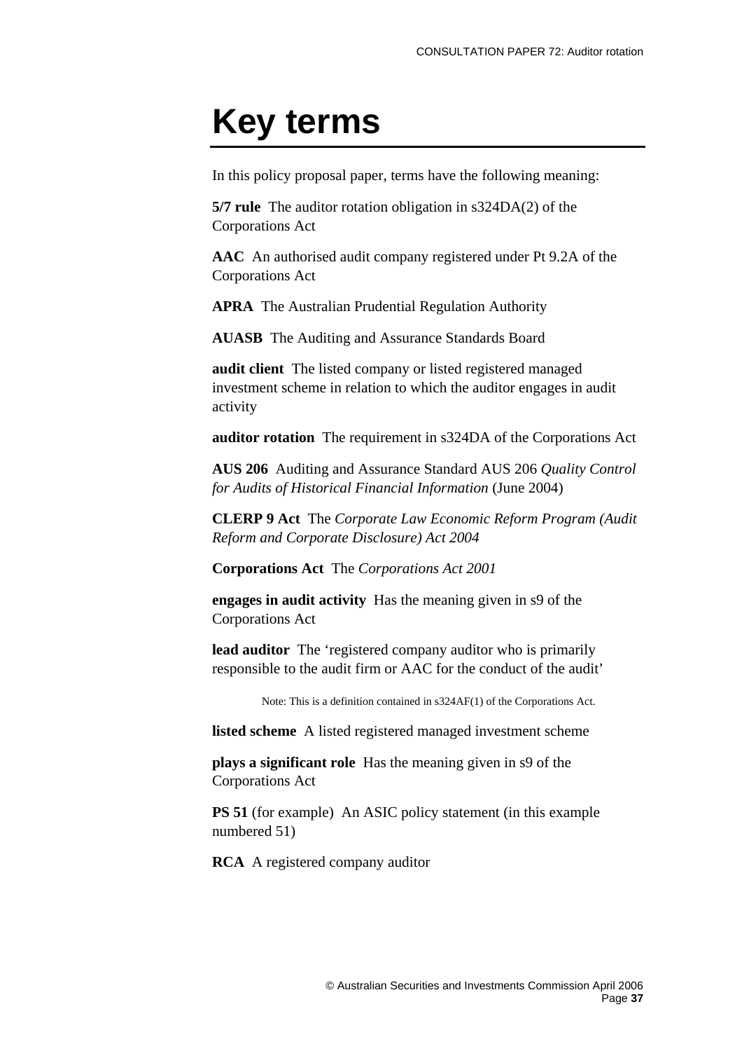# Key terms

In this policy proposal paper, terms have the following meaning:

**5/7 rule** The auditor rotation obligation in s324DA(2) of the Corporations Act

**AAC** An authorised audit company registered under Pt 9.2A of the Corporations Act

**APRA** The Australian Prudential Regulation Authority

**AUASB** The Auditing and Assurance Standards Board

**audit client** The listed company or listed registered managed investment scheme in relation to which the auditor engages in audit activity

**auditor rotation** The requirement in s324DA of the Corporations Act

**AUS 206** Auditing and Assurance Standard AUS 206 *Quality Control for Audits of Historical Financial Information* (June 2004)

**CLERP 9 Act** The *Corporate Law Economic Reform Program (Audit Reform and Corporate Disclosure) Act 2004*

**Corporations Act** The *Corporations Act 2001*

**engages in audit activity** Has the meaning given in s9 of the Corporations Act

**lead auditor** The 'registered company auditor who is primarily responsible to the audit firm or AAC for the conduct of the audit'

> Note: This is a definition contained in s324AF(1) of the Corporations Act.

**listed scheme** A listed registered managed investment scheme

**plays a significant role** Has the meaning given in s9 of the Corporations Act

**PS 51** (for example) An ASIC policy statement (in this example numbered 51)

**RCA** A registered company auditor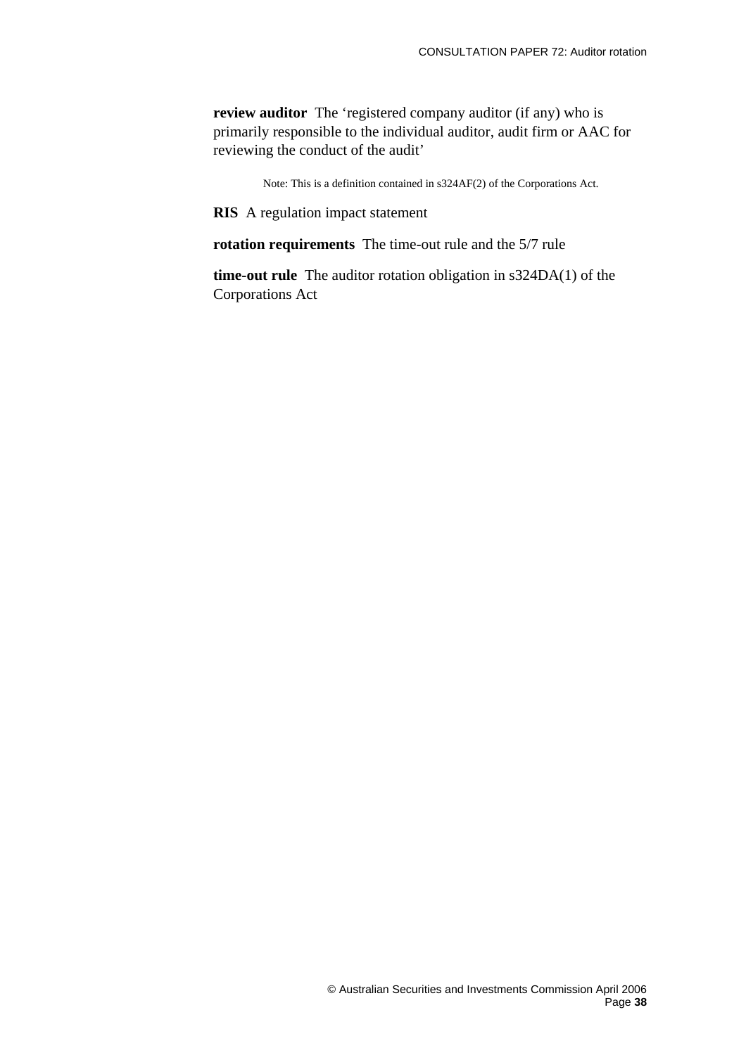**review auditor** The 'registered company auditor (if any) who is primarily responsible to the individual auditor, audit firm or AAC for reviewing the conduct of the audit'

Note: This is a definition contained in s324AF(2) of the Corporations Act.

**RIS** A regulation impact statement

**rotation requirements** The time-out rule and the 5/7 rule

**time-out rule** The auditor rotation obligation in s324DA(1) of the Corporations Act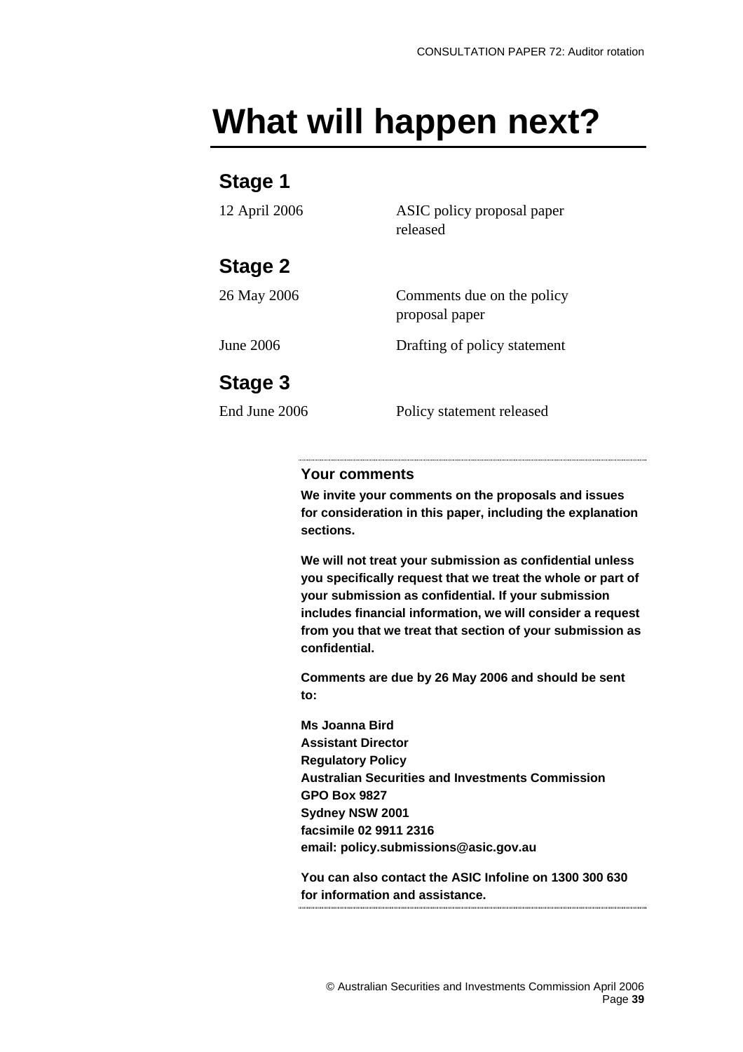# What will happen next?

## Stage 1

| | |
|---|---|
| 12 April 2006 | ASIC policy proposal paper released |

## Stage 2

| | |
|---|---|
| 26 May 2006 | Comments due on the policy proposal paper |
| June 2006 | Drafting of policy statement |

## Stage 3

| | |
|---|---|
| End June 2006 | Policy statement released |

---

### Your comments

**We invite your comments on the proposals and issues for consideration in this paper, including the explanation sections.**

**We will not treat your submission as confidential unless you specifically request that we treat the whole or part of your submission as confidential. If your submission includes financial information, we will consider a request from you that we treat that section of your submission as confidential.**

**Comments are due by 26 May 2006 and should be sent to:**

**Ms Joanna Bird**
**Assistant Director**
**Regulatory Policy**
**Australian Securities and Investments Commission**
**GPO Box 9827**
**Sydney NSW 2001**
**facsimile 02 9911 2316**
**email: policy.submissions@asic.gov.au**

**You can also contact the ASIC Infoline on 1300 300 630 for information and assistance.**

---

© Australian Securities and Investments Commission April 2006